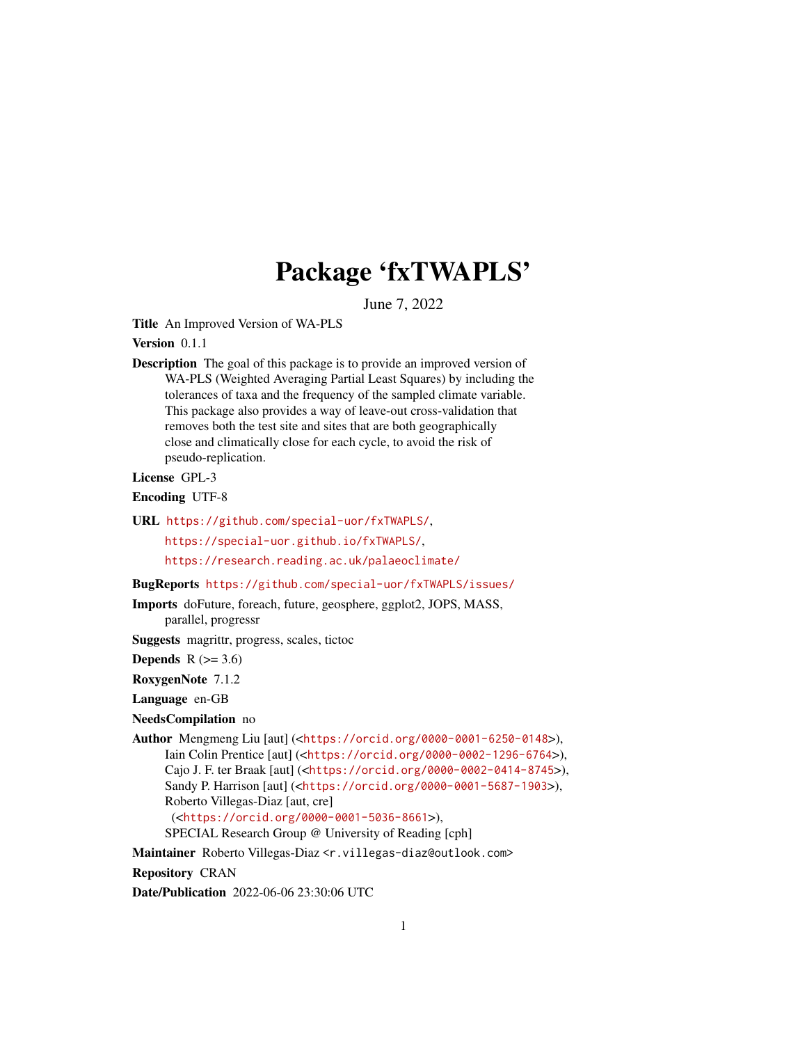# Package 'fxTWAPLS'

June 7, 2022

**Title** An Improved Version of WA-PLS

**Version** 0.1.1

**Description** The goal of this package is to provide an improved version of WA-PLS (Weighted Averaging Partial Least Squares) by including the tolerances of taxa and the frequency of the sampled climate variable. This package also provides a way of leave-out cross-validation that removes both the test site and sites that are both geographically close and climatically close for each cycle, to avoid the risk of pseudo-replication.

**License** GPL-3

**Encoding** UTF-8

**URL** https://github.com/special-uor/fxTWAPLS/, https://special-uor.github.io/fxTWAPLS/, https://research.reading.ac.uk/palaeoclimate/

**BugReports** https://github.com/special-uor/fxTWAPLS/issues/

**Imports** doFuture, foreach, future, geosphere, ggplot2, JOPS, MASS, parallel, progressr

**Suggests** magrittr, progress, scales, tictoc

**Depends** R (>= 3.6)

**RoxygenNote** 7.1.2

**Language** en-GB

**NeedsCompilation** no

**Author** Mengmeng Liu [aut] (<https://orcid.org/0000-0001-6250-0148>), Iain Colin Prentice [aut] (<https://orcid.org/0000-0002-1296-6764>), Cajo J. F. ter Braak [aut] (<https://orcid.org/0000-0002-0414-8745>), Sandy P. Harrison [aut] (<https://orcid.org/0000-0001-5687-1903>), Roberto Villegas-Diaz [aut, cre] (<https://orcid.org/0000-0001-5036-8661>), SPECIAL Research Group @ University of Reading [cph]

**Maintainer** Roberto Villegas-Diaz <r.villegas-diaz@outlook.com>

**Repository** CRAN

**Date/Publication** 2022-06-06 23:30:06 UTC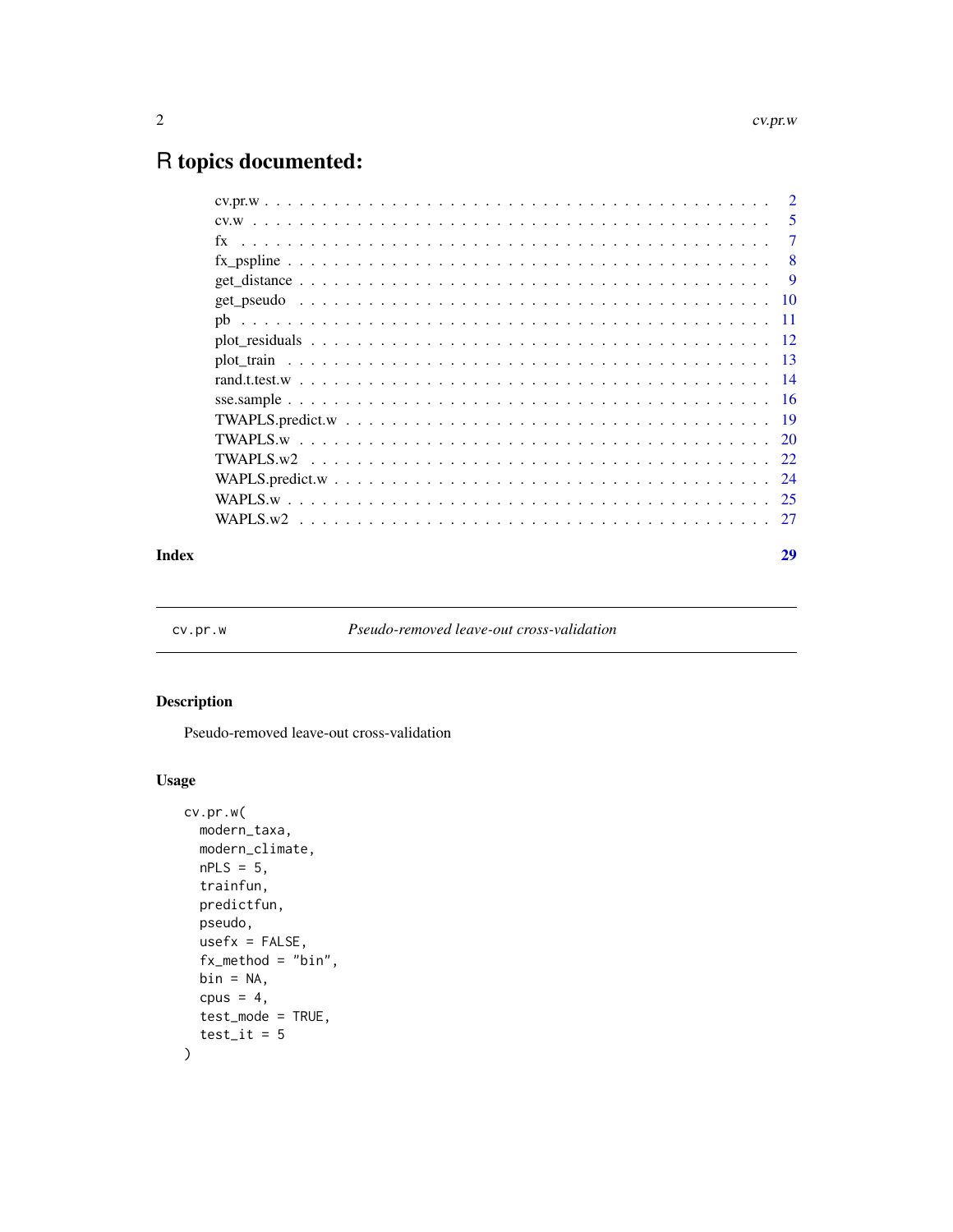# R topics documented:

| | |
|---|---|
| cv.pr.w | 2 |
| cv.w | 5 |
| fx | 7 |
| fx_pspline | 8 |
| get_distance | 9 |
| get_pseudo | 10 |
| pb | 11 |
| plot_residuals | 12 |
| plot_train | 13 |
| rand.t.test.w | 14 |
| sse.sample | 16 |
| TWAPLS.predict.w | 19 |
| TWAPLS.w | 20 |
| TWAPLS.w2 | 22 |
| WAPLS.predict.w | 24 |
| WAPLS.w | 25 |
| WAPLS.w2 | 27 |

**Index** **29**

---

`cv.pr.w` *Pseudo-removed leave-out cross-validation*

---

## Description

Pseudo-removed leave-out cross-validation

## Usage

```
cv.pr.w(
  modern_taxa,
  modern_climate,
  nPLS = 5,
  trainfun,
  predictfun,
  pseudo,
  usefx = FALSE,
  fx_method = "bin",
  bin = NA,
  cpus = 4,
  test_mode = TRUE,
  test_it = 5
)
```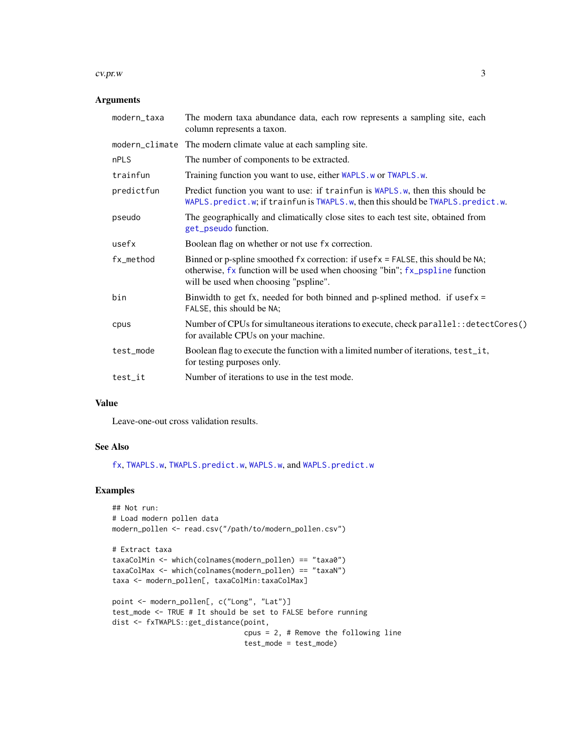## Arguments

| | |
|---|---|
| modern_taxa | The modern taxa abundance data, each row represents a sampling site, each column represents a taxon. |
| modern_climate | The modern climate value at each sampling site. |
| nPLS | The number of components to be extracted. |
| trainfun | Training function you want to use, either `WAPLS.w` or `TWAPLS.w`. |
| predictfun | Predict function you want to use: if `trainfun` is `WAPLS.w`, then this should be `WAPLS.predict.w`; if `trainfun` is `TWAPLS.w`, then this should be `TWAPLS.predict.w`. |
| pseudo | The geographically and climatically close sites to each test site, obtained from `get_pseudo` function. |
| usefx | Boolean flag on whether or not use `fx` correction. |
| fx_method | Binned or p-spline smoothed `fx` correction: if `usefx = FALSE`, this should be `NA`; otherwise, `fx` function will be used when choosing "bin"; `fx_pspline` function will be used when choosing "pspline". |
| bin | Binwidth to get fx, needed for both binned and p-splined method. if `usefx = FALSE`, this should be `NA`; |
| cpus | Number of CPUs for simultaneous iterations to execute, check `parallel::detectCores()` for available CPUs on your machine. |
| test_mode | Boolean flag to execute the function with a limited number of iterations, `test_it`, for testing purposes only. |
| test_it | Number of iterations to use in the test mode. |

## Value

Leave-one-out cross validation results.

## See Also

`fx`, `TWAPLS.w`, `TWAPLS.predict.w`, `WAPLS.w`, and `WAPLS.predict.w`

## Examples

```
## Not run:
# Load modern pollen data
modern_pollen <- read.csv("/path/to/modern_pollen.csv")

# Extract taxa
taxaColMin <- which(colnames(modern_pollen) == "taxa0")
taxaColMax <- which(colnames(modern_pollen) == "taxaN")
taxa <- modern_pollen[, taxaColMin:taxaColMax]

point <- modern_pollen[, c("Long", "Lat")]
test_mode <- TRUE # It should be set to FALSE before running
dist <- fxTWAPLS::get_distance(point,
                               cpus = 2, # Remove the following line
                               test_mode = test_mode)
```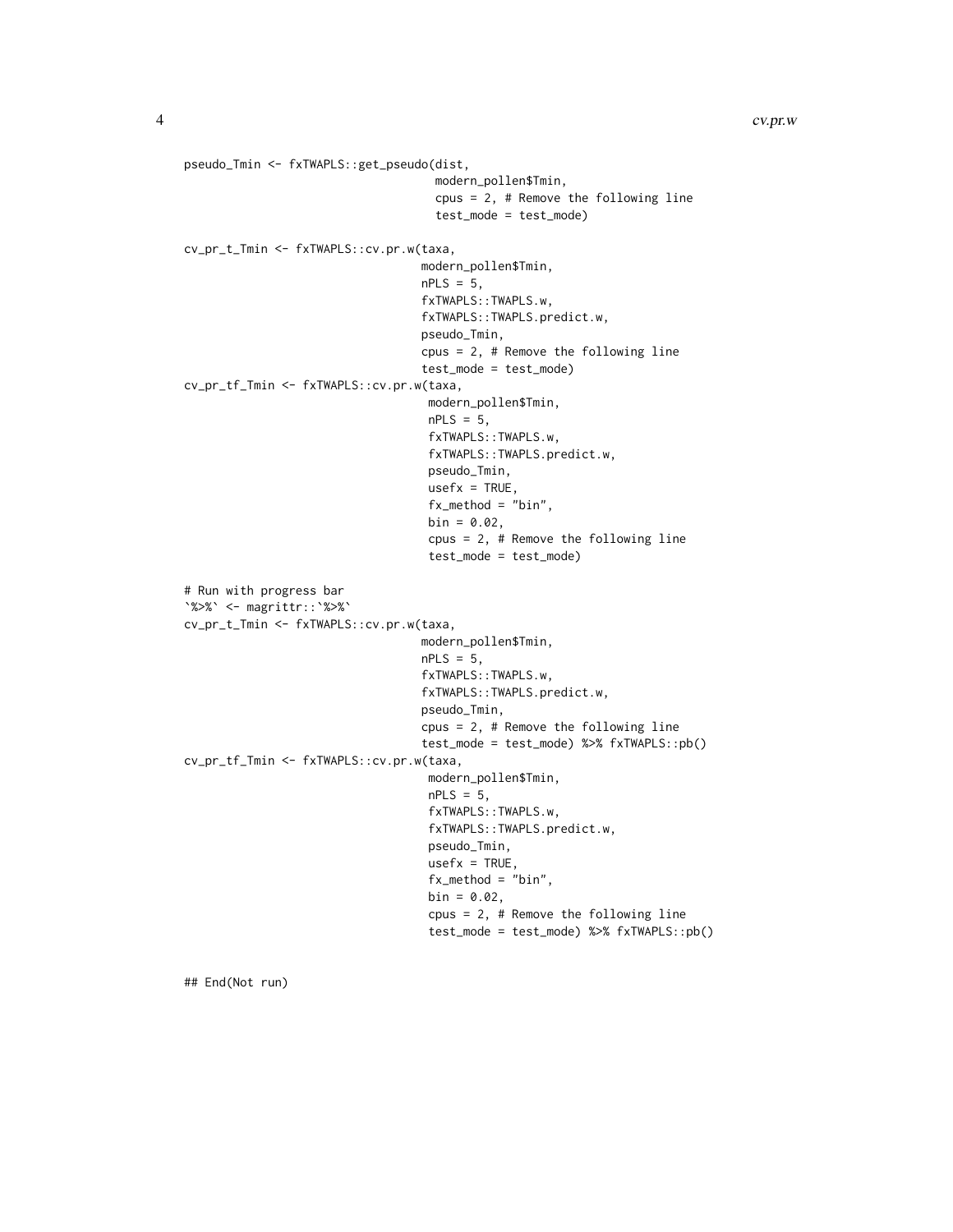```
pseudo_Tmin <- fxTWAPLS::get_pseudo(dist,
                                    modern_pollen$Tmin,
                                    cpus = 2, # Remove the following line
                                    test_mode = test_mode)

cv_pr_t_Tmin <- fxTWAPLS::cv.pr.w(taxa,
                                  modern_pollen$Tmin,
                                  nPLS = 5,
                                  fxTWAPLS::TWAPLS.w,
                                  fxTWAPLS::TWAPLS.predict.w,
                                  pseudo_Tmin,
                                  cpus = 2, # Remove the following line
                                  test_mode = test_mode)
cv_pr_tf_Tmin <- fxTWAPLS::cv.pr.w(taxa,
                                   modern_pollen$Tmin,
                                   nPLS = 5,
                                   fxTWAPLS::TWAPLS.w,
                                   fxTWAPLS::TWAPLS.predict.w,
                                   pseudo_Tmin,
                                   usefx = TRUE,
                                   fx_method = "bin",
                                   bin = 0.02,
                                   cpus = 2, # Remove the following line
                                   test_mode = test_mode)

# Run with progress bar
`%>%` <- magrittr::`%>%`
cv_pr_t_Tmin <- fxTWAPLS::cv.pr.w(taxa,
                                  modern_pollen$Tmin,
                                  nPLS = 5,
                                  fxTWAPLS::TWAPLS.w,
                                  fxTWAPLS::TWAPLS.predict.w,
                                  pseudo_Tmin,
                                  cpus = 2, # Remove the following line
                                  test_mode = test_mode) %>% fxTWAPLS::pb()
cv_pr_tf_Tmin <- fxTWAPLS::cv.pr.w(taxa,
                                   modern_pollen$Tmin,
                                   nPLS = 5,
                                   fxTWAPLS::TWAPLS.w,
                                   fxTWAPLS::TWAPLS.predict.w,
                                   pseudo_Tmin,
                                   usefx = TRUE,
                                   fx_method = "bin",
                                   bin = 0.02,
                                   cpus = 2, # Remove the following line
                                   test_mode = test_mode) %>% fxTWAPLS::pb()


## End(Not run)
```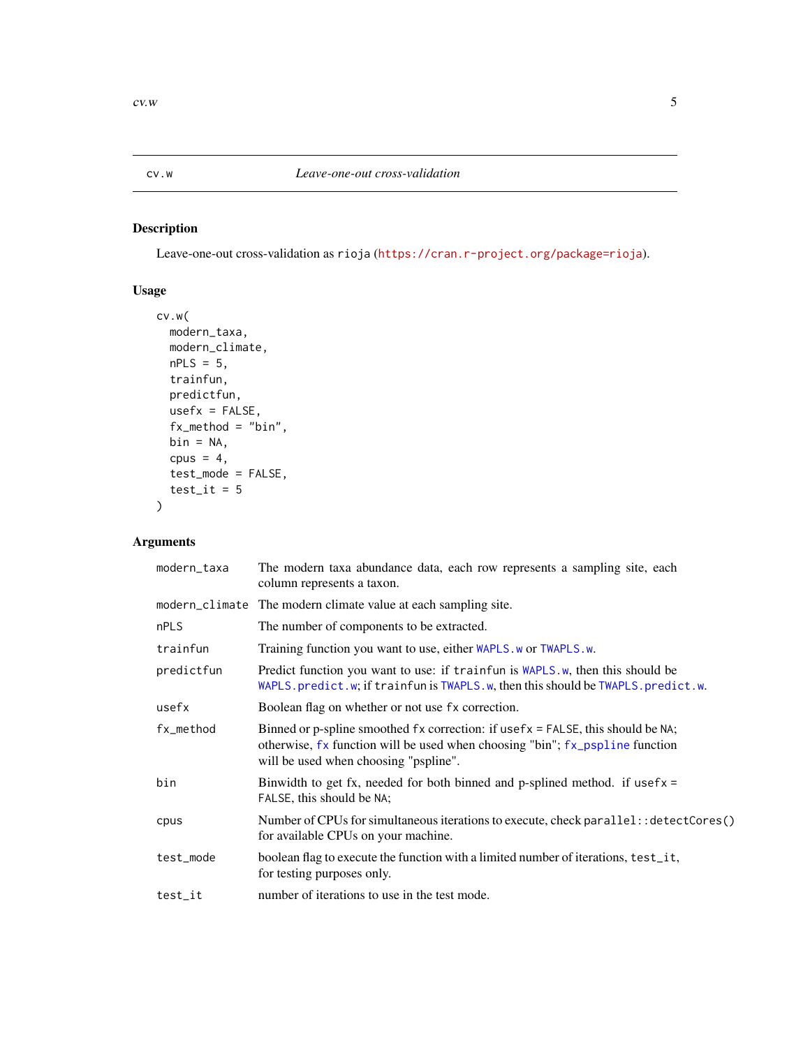# cv.w — *Leave-one-out cross-validation*

## Description

Leave-one-out cross-validation as `rioja` (https://cran.r-project.org/package=rioja).

## Usage

```
cv.w(
  modern_taxa,
  modern_climate,
  nPLS = 5,
  trainfun,
  predictfun,
  usefx = FALSE,
  fx_method = "bin",
  bin = NA,
  cpus = 4,
  test_mode = FALSE,
  test_it = 5
)
```

## Arguments

| Argument | Description |
|---|---|
| `modern_taxa` | The modern taxa abundance data, each row represents a sampling site, each column represents a taxon. |
| `modern_climate` | The modern climate value at each sampling site. |
| `nPLS` | The number of components to be extracted. |
| `trainfun` | Training function you want to use, either `WAPLS.w` or `TWAPLS.w`. |
| `predictfun` | Predict function you want to use: if `trainfun` is `WAPLS.w`, then this should be `WAPLS.predict.w`; if `trainfun` is `TWAPLS.w`, then this should be `TWAPLS.predict.w`. |
| `usefx` | Boolean flag on whether or not use `fx` correction. |
| `fx_method` | Binned or p-spline smoothed `fx` correction: if `usefx = FALSE`, this should be `NA`; otherwise, `fx` function will be used when choosing "bin"; `fx_pspline` function will be used when choosing "pspline". |
| `bin` | Binwidth to get fx, needed for both binned and p-splined method. if `usefx = FALSE`, this should be `NA`; |
| `cpus` | Number of CPUs for simultaneous iterations to execute, check `parallel::detectCores()` for available CPUs on your machine. |
| `test_mode` | boolean flag to execute the function with a limited number of iterations, `test_it`, for testing purposes only. |
| `test_it` | number of iterations to use in the test mode. |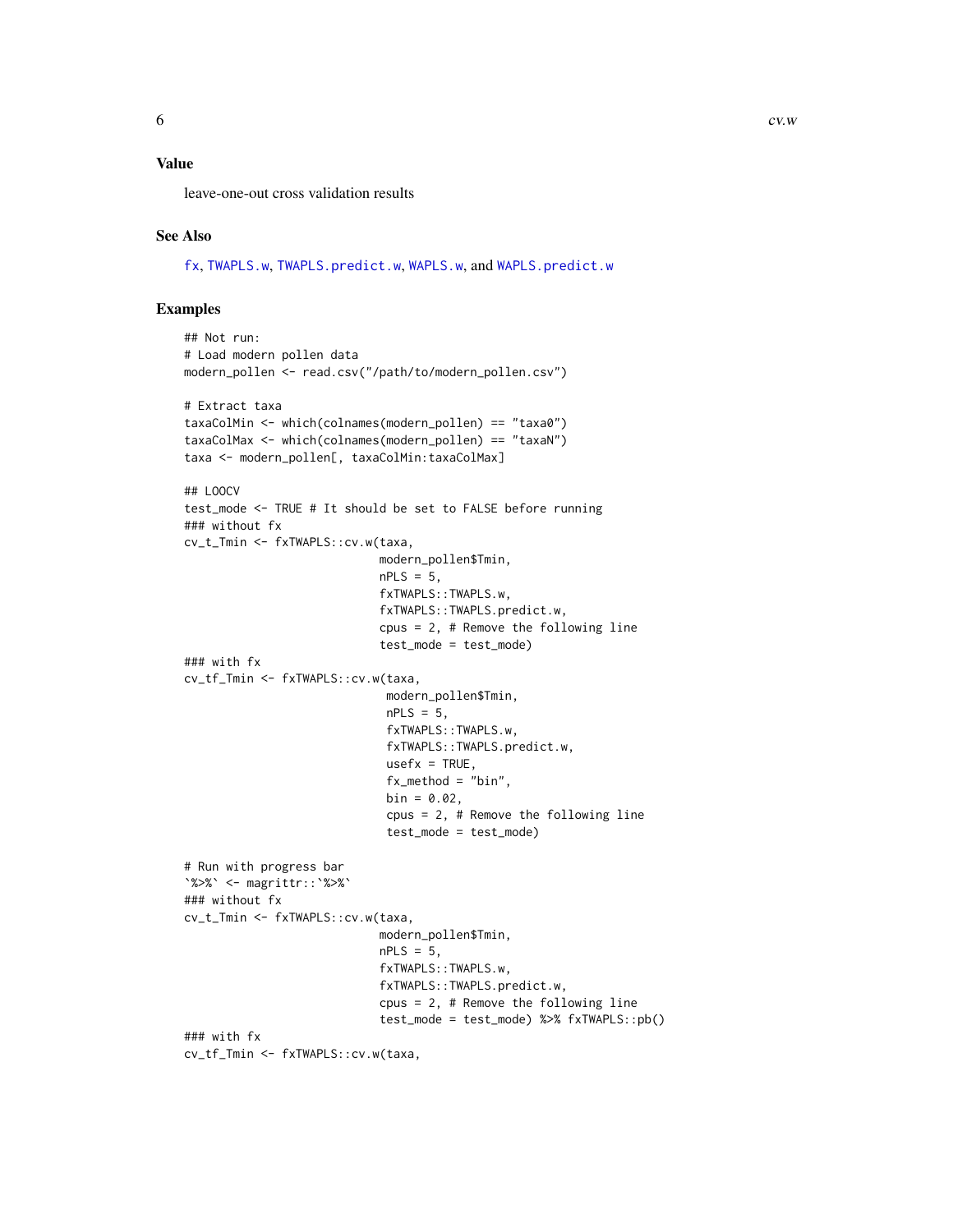## Value

leave-one-out cross validation results

## See Also

fx, TWAPLS.w, TWAPLS.predict.w, WAPLS.w, and WAPLS.predict.w

## Examples

```
## Not run:
# Load modern pollen data
modern_pollen <- read.csv("/path/to/modern_pollen.csv")

# Extract taxa
taxaColMin <- which(colnames(modern_pollen) == "taxa0")
taxaColMax <- which(colnames(modern_pollen) == "taxaN")
taxa <- modern_pollen[, taxaColMin:taxaColMax]

## LOOCV
test_mode <- TRUE # It should be set to FALSE before running
### without fx
cv_t_Tmin <- fxTWAPLS::cv.w(taxa,
                            modern_pollen$Tmin,
                            nPLS = 5,
                            fxTWAPLS::TWAPLS.w,
                            fxTWAPLS::TWAPLS.predict.w,
                            cpus = 2, # Remove the following line
                            test_mode = test_mode)
### with fx
cv_tf_Tmin <- fxTWAPLS::cv.w(taxa,
                             modern_pollen$Tmin,
                             nPLS = 5,
                             fxTWAPLS::TWAPLS.w,
                             fxTWAPLS::TWAPLS.predict.w,
                             usefx = TRUE,
                             fx_method = "bin",
                             bin = 0.02,
                             cpus = 2, # Remove the following line
                             test_mode = test_mode)

# Run with progress bar
`%>%` <- magrittr::`%>%`
### without fx
cv_t_Tmin <- fxTWAPLS::cv.w(taxa,
                            modern_pollen$Tmin,
                            nPLS = 5,
                            fxTWAPLS::TWAPLS.w,
                            fxTWAPLS::TWAPLS.predict.w,
                            cpus = 2, # Remove the following line
                            test_mode = test_mode) %>% fxTWAPLS::pb()
### with fx
cv_tf_Tmin <- fxTWAPLS::cv.w(taxa,
```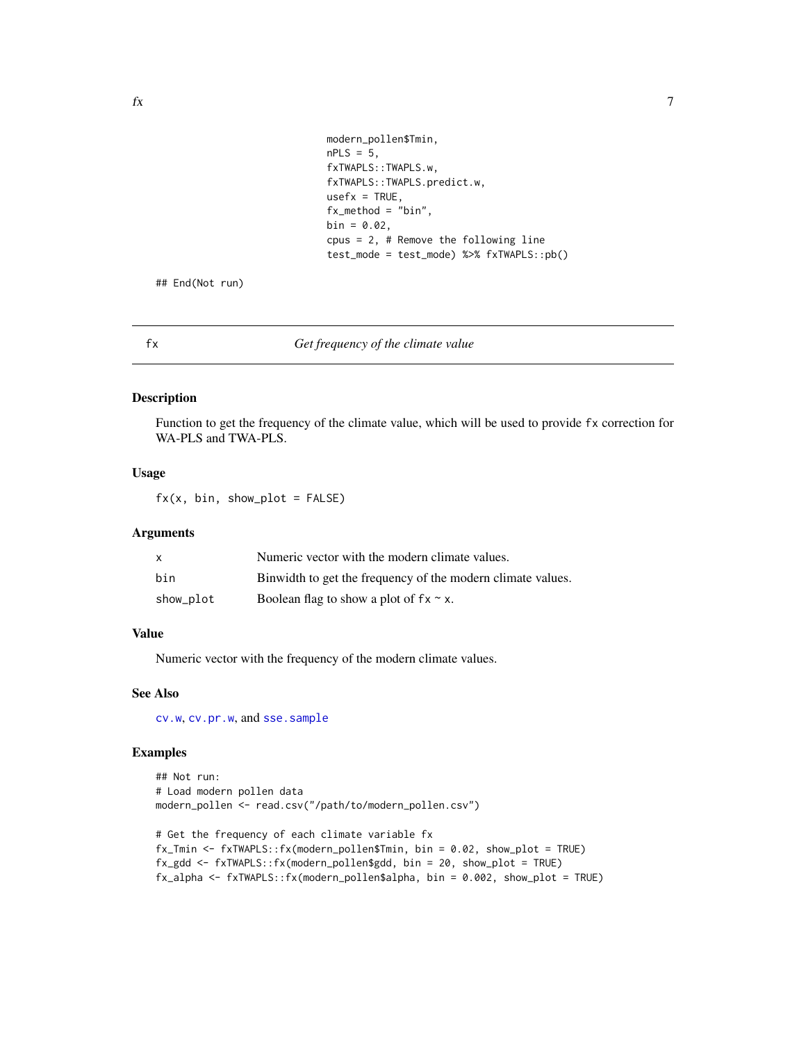```
                              modern_pollen$Tmin,
                              nPLS = 5,
                              fxTWAPLS::TWAPLS.w,
                              fxTWAPLS::TWAPLS.predict.w,
                              usefx = TRUE,
                              fx_method = "bin",
                              bin = 0.02,
                              cpus = 2, # Remove the following line
                              test_mode = test_mode) %>% fxTWAPLS::pb()

## End(Not run)
```

---

## fx — *Get frequency of the climate value*

### Description

Function to get the frequency of the climate value, which will be used to provide `fx` correction for WA-PLS and TWA-PLS.

### Usage

```
fx(x, bin, show_plot = FALSE)
```

### Arguments

| | |
|---|---|
| `x` | Numeric vector with the modern climate values. |
| `bin` | Binwidth to get the frequency of the modern climate values. |
| `show_plot` | Boolean flag to show a plot of `fx ~ x`. |

### Value

Numeric vector with the frequency of the modern climate values.

### See Also

`cv.w`, `cv.pr.w`, and `sse.sample`

### Examples

```
## Not run:
# Load modern pollen data
modern_pollen <- read.csv("/path/to/modern_pollen.csv")

# Get the frequency of each climate variable fx
fx_Tmin <- fxTWAPLS::fx(modern_pollen$Tmin, bin = 0.02, show_plot = TRUE)
fx_gdd <- fxTWAPLS::fx(modern_pollen$gdd, bin = 20, show_plot = TRUE)
fx_alpha <- fxTWAPLS::fx(modern_pollen$alpha, bin = 0.002, show_plot = TRUE)
```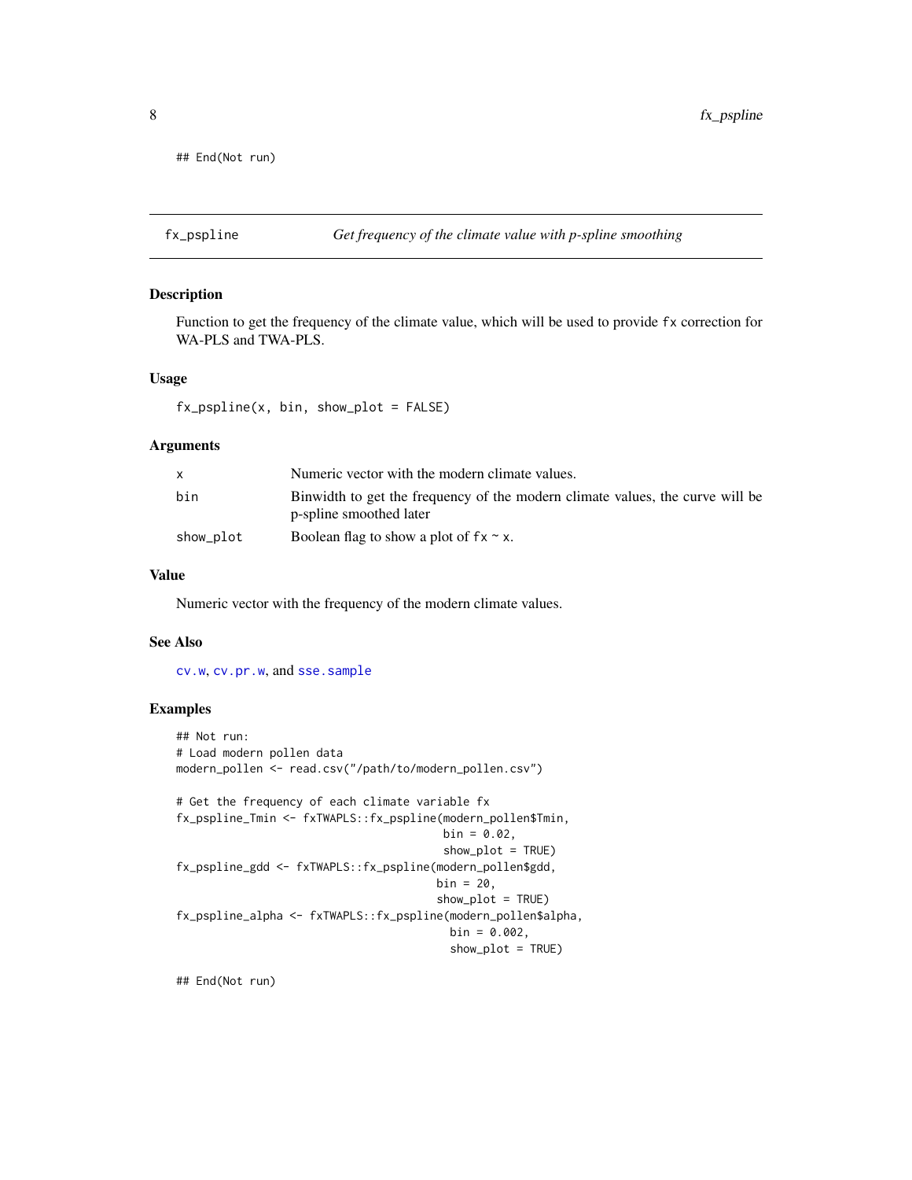```
## End(Not run)
```

## fx_pspline — *Get frequency of the climate value with p-spline smoothing*

### Description

Function to get the frequency of the climate value, which will be used to provide `fx` correction for WA-PLS and TWA-PLS.

### Usage

```
fx_pspline(x, bin, show_plot = FALSE)
```

### Arguments

| | |
|---|---|
| `x` | Numeric vector with the modern climate values. |
| `bin` | Binwidth to get the frequency of the modern climate values, the curve will be p-spline smoothed later |
| `show_plot` | Boolean flag to show a plot of `fx ~ x`. |

### Value

Numeric vector with the frequency of the modern climate values.

### See Also

`cv.w`, `cv.pr.w`, and `sse.sample`

### Examples

```
## Not run:
# Load modern pollen data
modern_pollen <- read.csv("/path/to/modern_pollen.csv")

# Get the frequency of each climate variable fx
fx_pspline_Tmin <- fxTWAPLS::fx_pspline(modern_pollen$Tmin,
                                        bin = 0.02,
                                        show_plot = TRUE)
fx_pspline_gdd <- fxTWAPLS::fx_pspline(modern_pollen$gdd,
                                       bin = 20,
                                       show_plot = TRUE)
fx_pspline_alpha <- fxTWAPLS::fx_pspline(modern_pollen$alpha,
                                         bin = 0.002,
                                         show_plot = TRUE)

## End(Not run)
```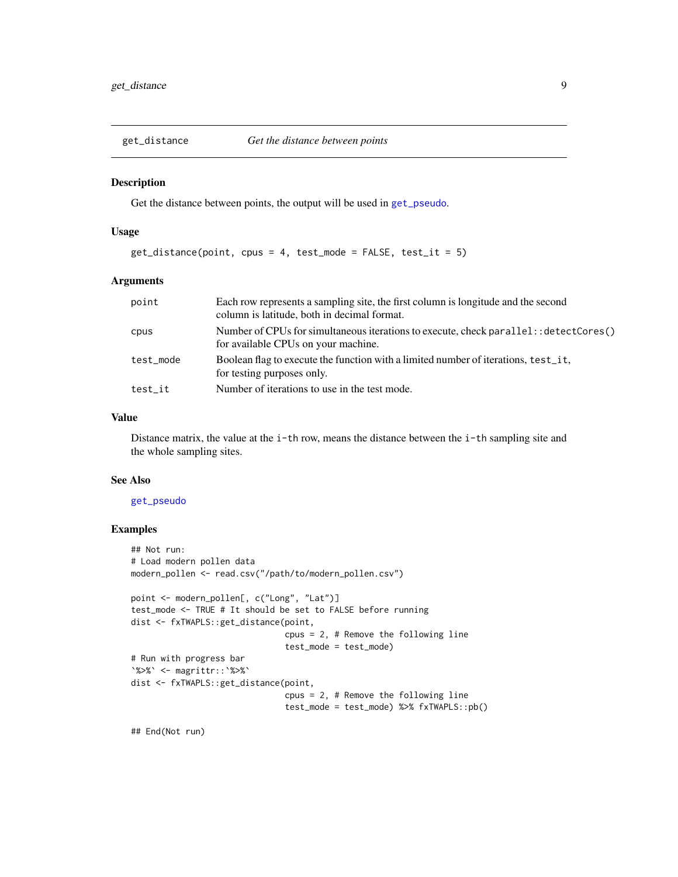## get_distance — *Get the distance between points*

### Description

Get the distance between points, the output will be used in `get_pseudo`.

### Usage

```
get_distance(point, cpus = 4, test_mode = FALSE, test_it = 5)
```

### Arguments

| Argument | Description |
|---|---|
| `point` | Each row represents a sampling site, the first column is longitude and the second column is latitude, both in decimal format. |
| `cpus` | Number of CPUs for simultaneous iterations to execute, check `parallel::detectCores()` for available CPUs on your machine. |
| `test_mode` | Boolean flag to execute the function with a limited number of iterations, `test_it`, for testing purposes only. |
| `test_it` | Number of iterations to use in the test mode. |

### Value

Distance matrix, the value at the `i-th` row, means the distance between the `i-th` sampling site and the whole sampling sites.

### See Also

`get_pseudo`

### Examples

```
## Not run:
# Load modern pollen data
modern_pollen <- read.csv("/path/to/modern_pollen.csv")

point <- modern_pollen[, c("Long", "Lat")]
test_mode <- TRUE # It should be set to FALSE before running
dist <- fxTWAPLS::get_distance(point,
                               cpus = 2, # Remove the following line
                               test_mode = test_mode)
# Run with progress bar
`%>%` <- magrittr::`%>%`
dist <- fxTWAPLS::get_distance(point,
                               cpus = 2, # Remove the following line
                               test_mode = test_mode) %>% fxTWAPLS::pb()

## End(Not run)
```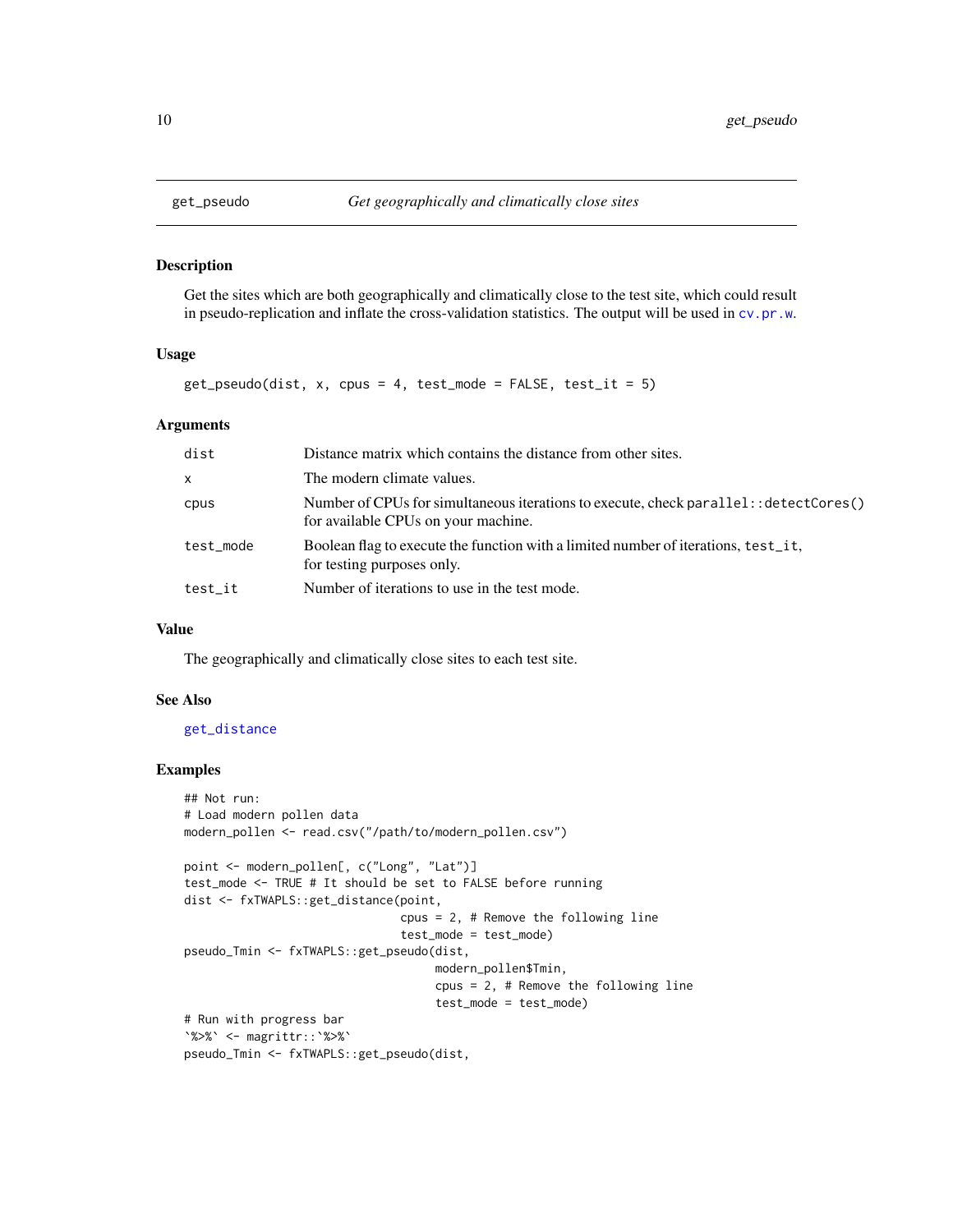## get_pseudo *Get geographically and climatically close sites*

### Description

Get the sites which are both geographically and climatically close to the test site, which could result in pseudo-replication and inflate the cross-validation statistics. The output will be used in cv.pr.w.

### Usage

```
get_pseudo(dist, x, cpus = 4, test_mode = FALSE, test_it = 5)
```

### Arguments

| | |
|---|---|
| dist | Distance matrix which contains the distance from other sites. |
| x | The modern climate values. |
| cpus | Number of CPUs for simultaneous iterations to execute, check parallel::detectCores() for available CPUs on your machine. |
| test_mode | Boolean flag to execute the function with a limited number of iterations, test_it, for testing purposes only. |
| test_it | Number of iterations to use in the test mode. |

### Value

The geographically and climatically close sites to each test site.

### See Also

get_distance

### Examples

```
## Not run:
# Load modern pollen data
modern_pollen <- read.csv("/path/to/modern_pollen.csv")

point <- modern_pollen[, c("Long", "Lat")]
test_mode <- TRUE # It should be set to FALSE before running
dist <- fxTWAPLS::get_distance(point,
                               cpus = 2, # Remove the following line
                               test_mode = test_mode)
pseudo_Tmin <- fxTWAPLS::get_pseudo(dist,
                                    modern_pollen$Tmin,
                                    cpus = 2, # Remove the following line
                                    test_mode = test_mode)
# Run with progress bar
`%>%` <- magrittr::`%>%`
pseudo_Tmin <- fxTWAPLS::get_pseudo(dist,
```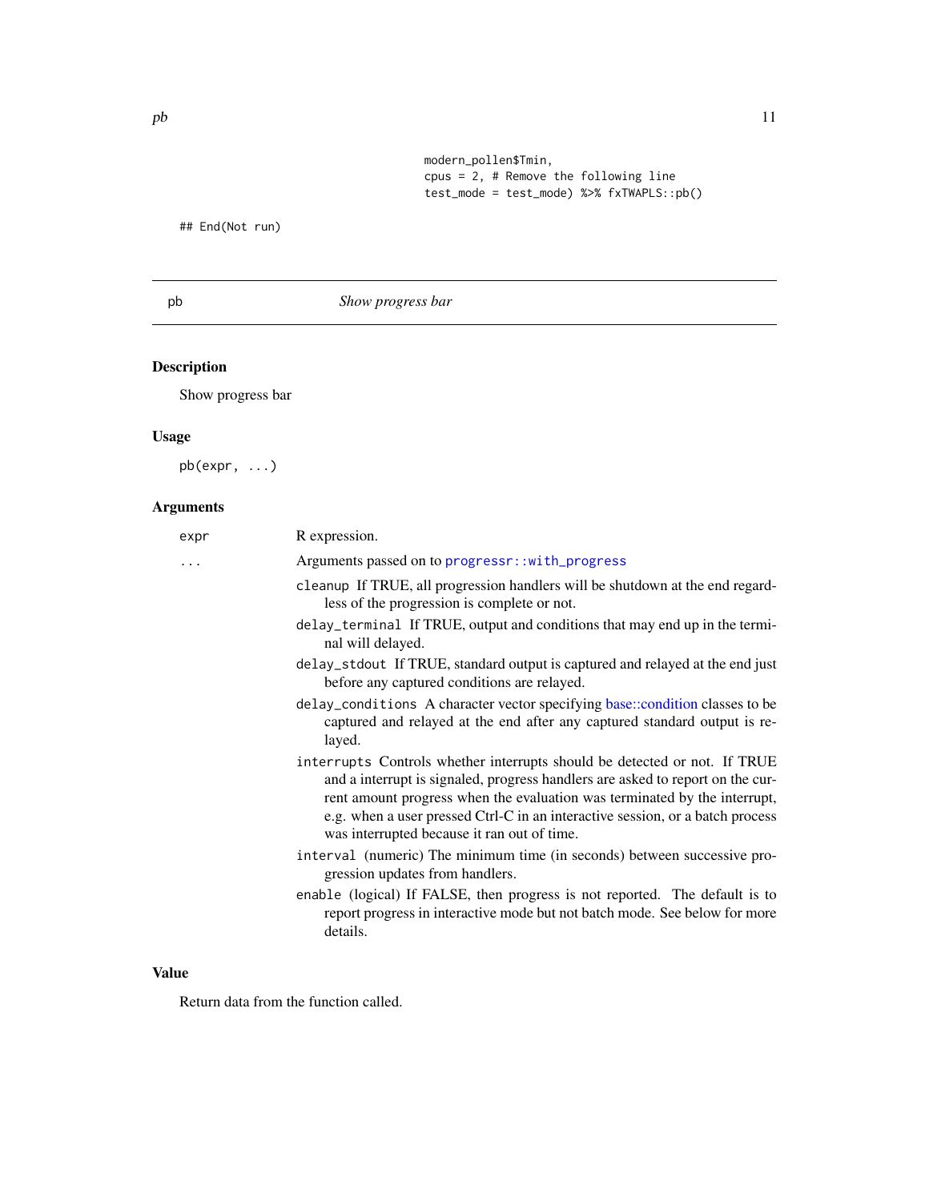```
                                        modern_pollen$Tmin,
                                        cpus = 2, # Remove the following line
                                        test_mode = test_mode) %>% fxTWAPLS::pb()

## End(Not run)
```

## pb — *Show progress bar*

### Description

Show progress bar

### Usage

```
pb(expr, ...)
```

### Arguments

| | |
|---|---|
| `expr` | R expression. |
| `...` | Arguments passed on to `progressr::with_progress` |

- `cleanup` If TRUE, all progression handlers will be shutdown at the end regardless of the progression is complete or not.
- `delay_terminal` If TRUE, output and conditions that may end up in the terminal will delayed.
- `delay_stdout` If TRUE, standard output is captured and relayed at the end just before any captured conditions are relayed.
- `delay_conditions` A character vector specifying base::condition classes to be captured and relayed at the end after any captured standard output is relayed.
- `interrupts` Controls whether interrupts should be detected or not. If TRUE and a interrupt is signaled, progress handlers are asked to report on the current amount progress when the evaluation was terminated by the interrupt, e.g. when a user pressed Ctrl-C in an interactive session, or a batch process was interrupted because it ran out of time.
- `interval` (numeric) The minimum time (in seconds) between successive progression updates from handlers.
- `enable` (logical) If FALSE, then progress is not reported. The default is to report progress in interactive mode but not batch mode. See below for more details.

### Value

Return data from the function called.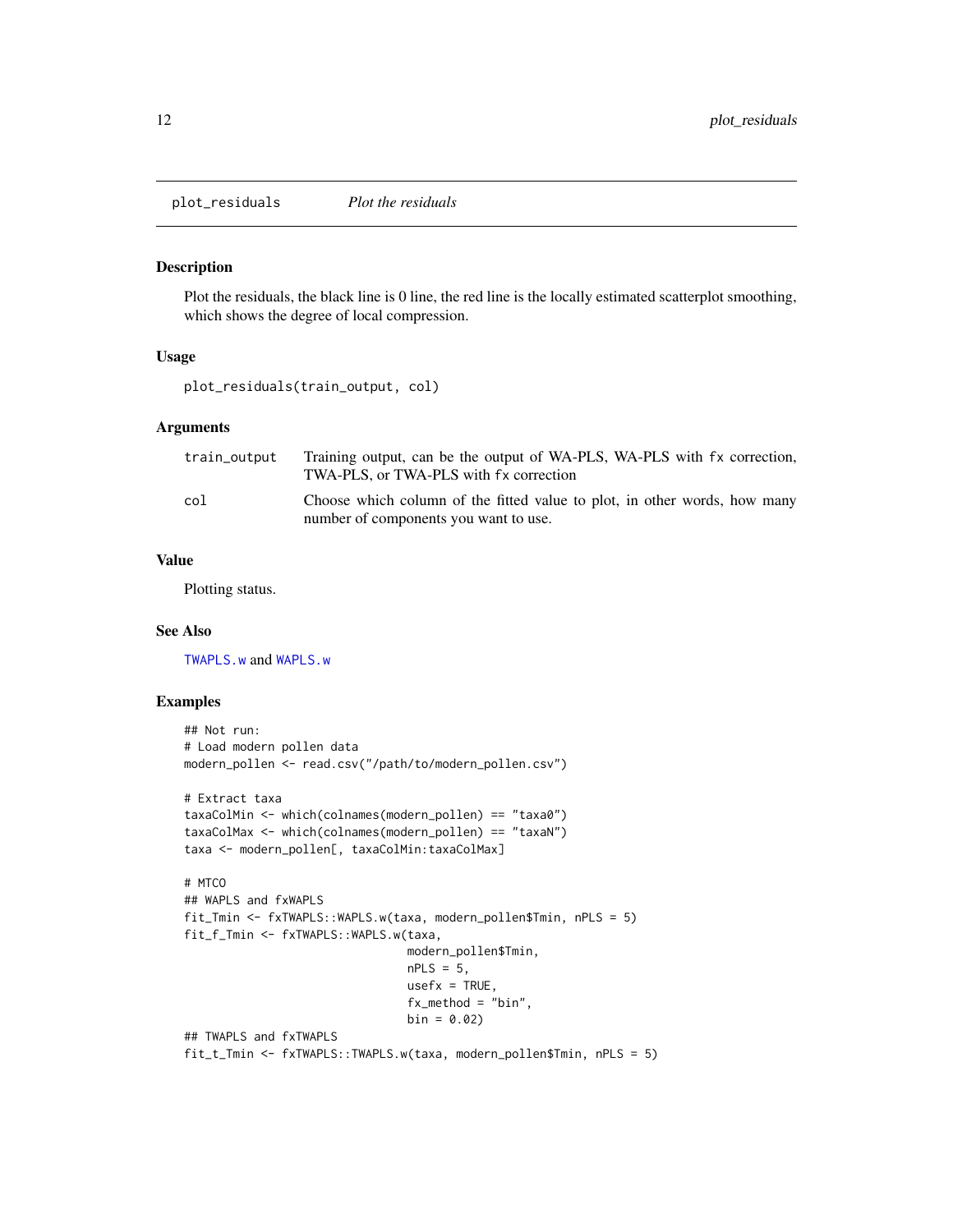## plot_residuals *Plot the residuals*

### Description

Plot the residuals, the black line is 0 line, the red line is the locally estimated scatterplot smoothing, which shows the degree of local compression.

### Usage

```
plot_residuals(train_output, col)
```

### Arguments

| | |
|---|---|
| train_output | Training output, can be the output of WA-PLS, WA-PLS with fx correction, TWA-PLS, or TWA-PLS with fx correction |
| col | Choose which column of the fitted value to plot, in other words, how many number of components you want to use. |

### Value

Plotting status.

### See Also

TWAPLS.w and WAPLS.w

### Examples

```
## Not run:
# Load modern pollen data
modern_pollen <- read.csv("/path/to/modern_pollen.csv")

# Extract taxa
taxaColMin <- which(colnames(modern_pollen) == "taxa0")
taxaColMax <- which(colnames(modern_pollen) == "taxaN")
taxa <- modern_pollen[, taxaColMin:taxaColMax]

# MTCO
## WAPLS and fxWAPLS
fit_Tmin <- fxTWAPLS::WAPLS.w(taxa, modern_pollen$Tmin, nPLS = 5)
fit_f_Tmin <- fxTWAPLS::WAPLS.w(taxa,
                                modern_pollen$Tmin,
                                nPLS = 5,
                                usefx = TRUE,
                                fx_method = "bin",
                                bin = 0.02)
## TWAPLS and fxTWAPLS
fit_t_Tmin <- fxTWAPLS::TWAPLS.w(taxa, modern_pollen$Tmin, nPLS = 5)
```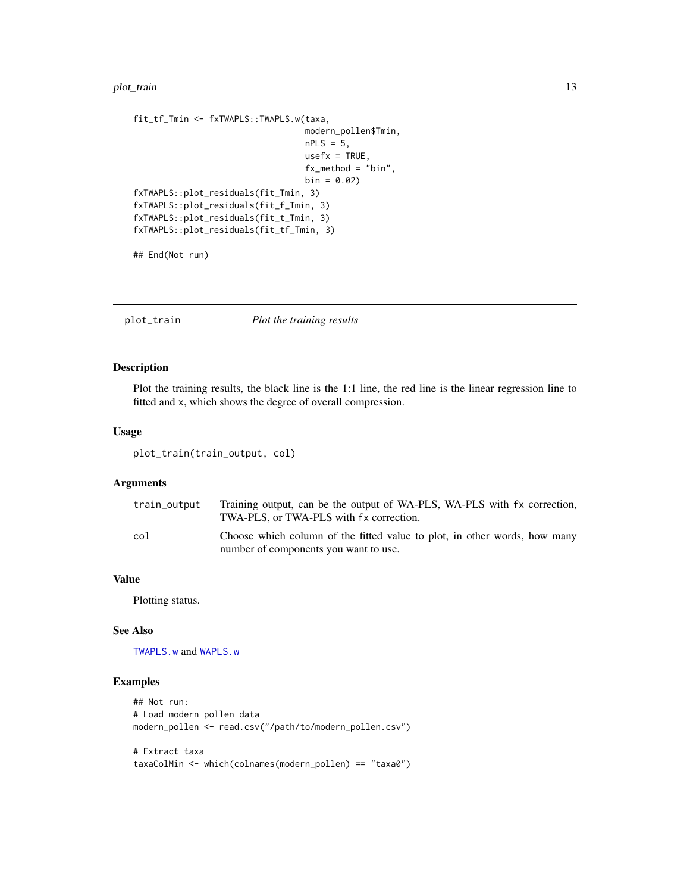```
fit_tf_Tmin <- fxTWAPLS::TWAPLS.w(taxa,
                                  modern_pollen$Tmin,
                                  nPLS = 5,
                                  usefx = TRUE,
                                  fx_method = "bin",
                                  bin = 0.02)
fxTWAPLS::plot_residuals(fit_Tmin, 3)
fxTWAPLS::plot_residuals(fit_f_Tmin, 3)
fxTWAPLS::plot_residuals(fit_t_Tmin, 3)
fxTWAPLS::plot_residuals(fit_tf_Tmin, 3)

## End(Not run)
```

## plot_train — *Plot the training results*

### Description

Plot the training results, the black line is the 1:1 line, the red line is the linear regression line to fitted and x, which shows the degree of overall compression.

### Usage

```
plot_train(train_output, col)
```

### Arguments

| | |
|---|---|
| `train_output` | Training output, can be the output of WA-PLS, WA-PLS with `fx` correction, TWA-PLS, or TWA-PLS with `fx` correction. |
| `col` | Choose which column of the fitted value to plot, in other words, how many number of components you want to use. |

### Value

Plotting status.

### See Also

`TWAPLS.w` and `WAPLS.w`

### Examples

```
## Not run:
# Load modern pollen data
modern_pollen <- read.csv("/path/to/modern_pollen.csv")

# Extract taxa
taxaColMin <- which(colnames(modern_pollen) == "taxa0")
```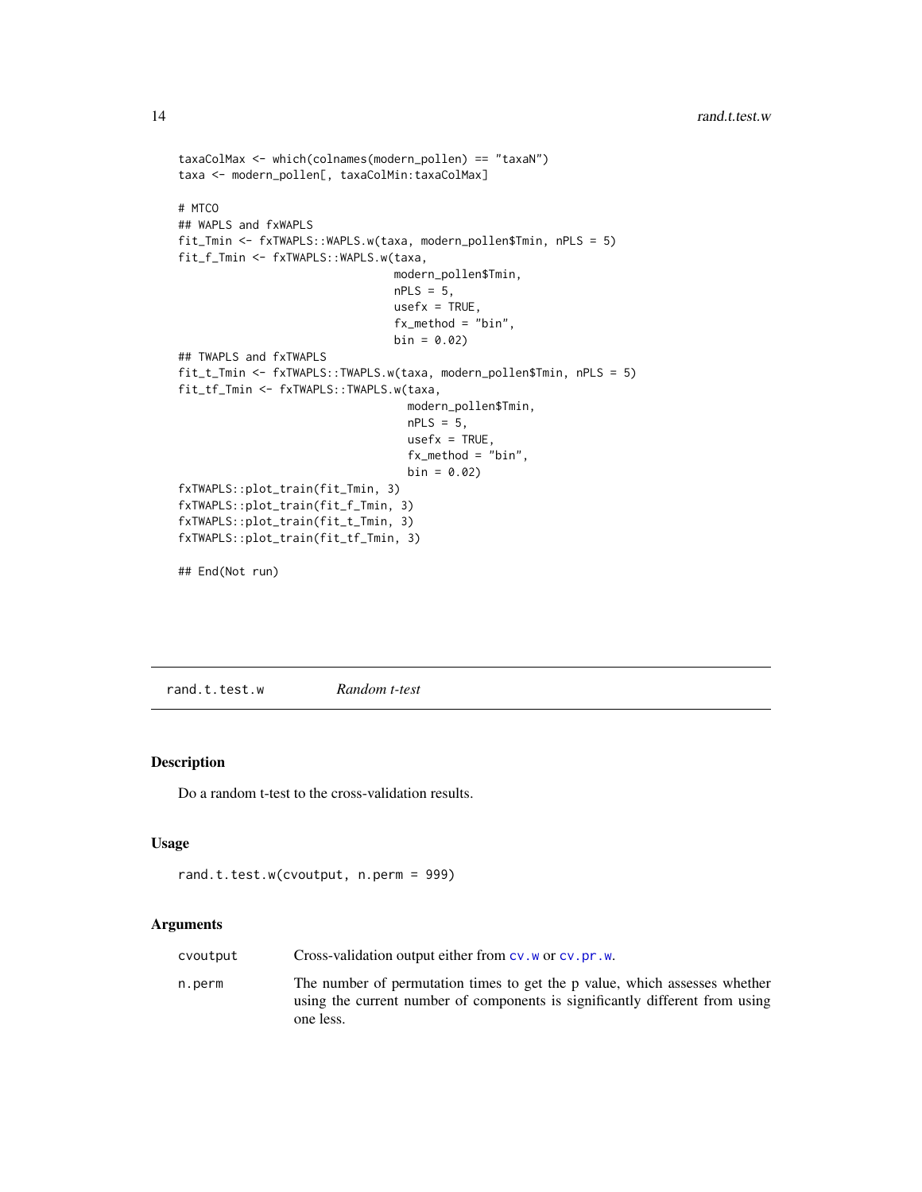```
taxaColMax <- which(colnames(modern_pollen) == "taxaN")
taxa <- modern_pollen[, taxaColMin:taxaColMax]

# MTCO
## WAPLS and fxWAPLS
fit_Tmin <- fxTWAPLS::WAPLS.w(taxa, modern_pollen$Tmin, nPLS = 5)
fit_f_Tmin <- fxTWAPLS::WAPLS.w(taxa,
                                modern_pollen$Tmin,
                                nPLS = 5,
                                usefx = TRUE,
                                fx_method = "bin",
                                bin = 0.02)
## TWAPLS and fxTWAPLS
fit_t_Tmin <- fxTWAPLS::TWAPLS.w(taxa, modern_pollen$Tmin, nPLS = 5)
fit_tf_Tmin <- fxTWAPLS::TWAPLS.w(taxa,
                                  modern_pollen$Tmin,
                                  nPLS = 5,
                                  usefx = TRUE,
                                  fx_method = "bin",
                                  bin = 0.02)
fxTWAPLS::plot_train(fit_Tmin, 3)
fxTWAPLS::plot_train(fit_f_Tmin, 3)
fxTWAPLS::plot_train(fit_t_Tmin, 3)
fxTWAPLS::plot_train(fit_tf_Tmin, 3)

## End(Not run)
```

## rand.t.test.w *Random t-test*

### Description

Do a random t-test to the cross-validation results.

### Usage

```
rand.t.test.w(cvoutput, n.perm = 999)
```

### Arguments

| | |
|---|---|
| cvoutput | Cross-validation output either from cv.w or cv.pr.w. |
| n.perm | The number of permutation times to get the p value, which assesses whether using the current number of components is significantly different from using one less. |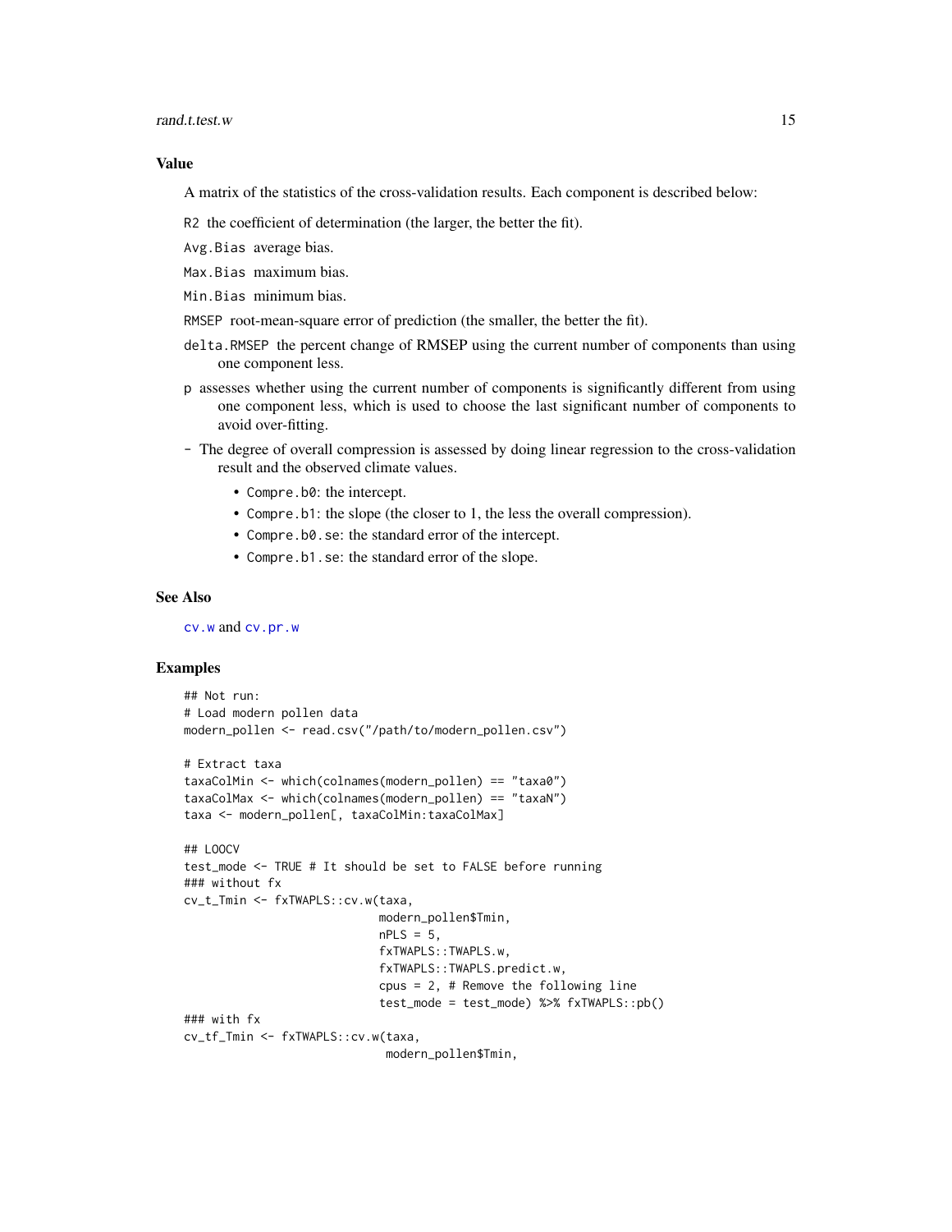### Value

A matrix of the statistics of the cross-validation results. Each component is described below:

`R2` the coefficient of determination (the larger, the better the fit).

`Avg.Bias` average bias.

`Max.Bias` maximum bias.

`Min.Bias` minimum bias.

`RMSEP` root-mean-square error of prediction (the smaller, the better the fit).

`delta.RMSEP` the percent change of RMSEP using the current number of components than using one component less.

`p` assesses whether using the current number of components is significantly different from using one component less, which is used to choose the last significant number of components to avoid over-fitting.

`-` The degree of overall compression is assessed by doing linear regression to the cross-validation result and the observed climate values.

- `Compre.b0`: the intercept.
- `Compre.b1`: the slope (the closer to 1, the less the overall compression).
- `Compre.b0.se`: the standard error of the intercept.
- `Compre.b1.se`: the standard error of the slope.

### See Also

`cv.w` and `cv.pr.w`

### Examples

```
## Not run:
# Load modern pollen data
modern_pollen <- read.csv("/path/to/modern_pollen.csv")

# Extract taxa
taxaColMin <- which(colnames(modern_pollen) == "taxa0")
taxaColMax <- which(colnames(modern_pollen) == "taxaN")
taxa <- modern_pollen[, taxaColMin:taxaColMax]

## LOOCV
test_mode <- TRUE # It should be set to FALSE before running
### without fx
cv_t_Tmin <- fxTWAPLS::cv.w(taxa,
                            modern_pollen$Tmin,
                            nPLS = 5,
                            fxTWAPLS::TWAPLS.w,
                            fxTWAPLS::TWAPLS.predict.w,
                            cpus = 2, # Remove the following line
                            test_mode = test_mode) %>% fxTWAPLS::pb()
### with fx
cv_tf_Tmin <- fxTWAPLS::cv.w(taxa,
                             modern_pollen$Tmin,
```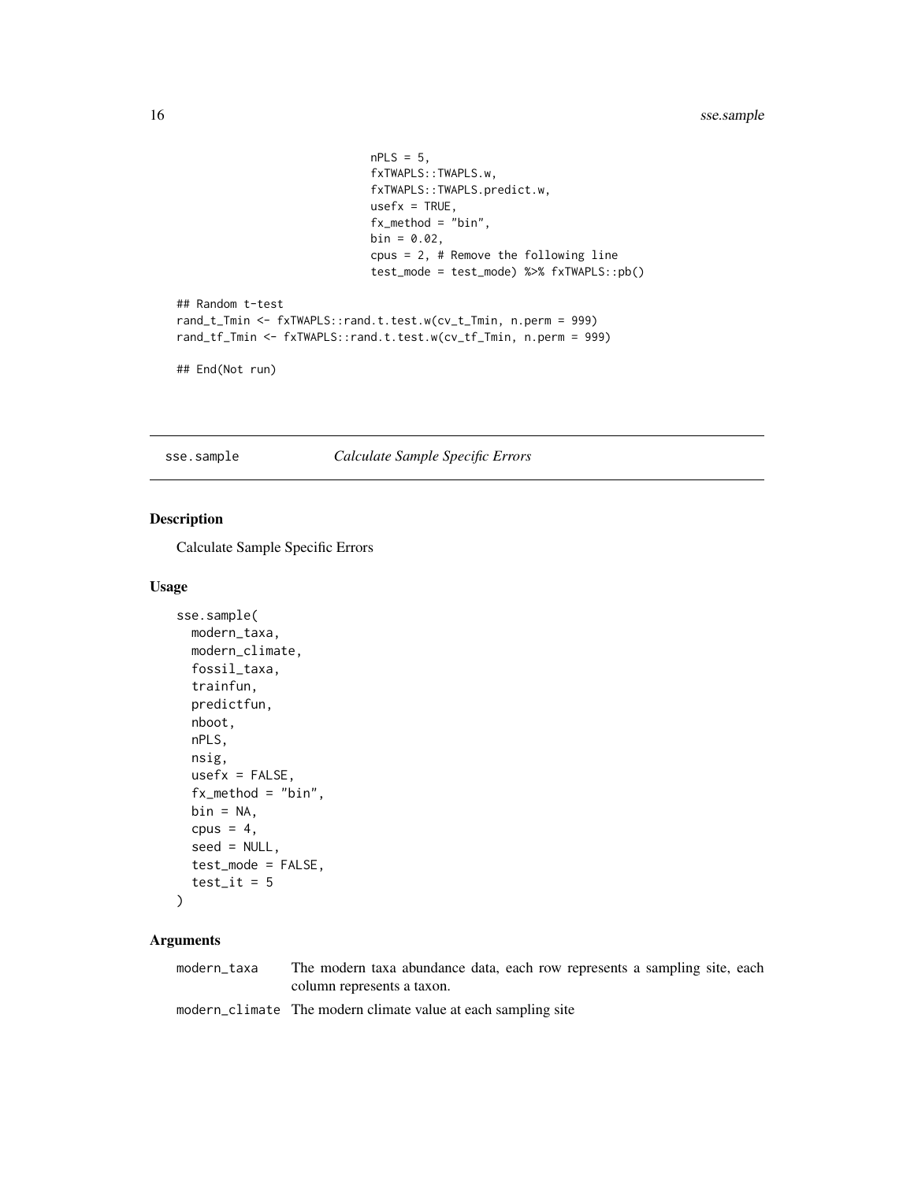```
                              nPLS = 5,
                              fxTWAPLS::TWAPLS.w,
                              fxTWAPLS::TWAPLS.predict.w,
                              usefx = TRUE,
                              fx_method = "bin",
                              bin = 0.02,
                              cpus = 2, # Remove the following line
                              test_mode = test_mode) %>% fxTWAPLS::pb()

## Random t-test
rand_t_Tmin <- fxTWAPLS::rand.t.test.w(cv_t_Tmin, n.perm = 999)
rand_tf_Tmin <- fxTWAPLS::rand.t.test.w(cv_tf_Tmin, n.perm = 999)

## End(Not run)
```

## sse.sample *Calculate Sample Specific Errors*

### Description

Calculate Sample Specific Errors

### Usage

```
sse.sample(
  modern_taxa,
  modern_climate,
  fossil_taxa,
  trainfun,
  predictfun,
  nboot,
  nPLS,
  nsig,
  usefx = FALSE,
  fx_method = "bin",
  bin = NA,
  cpus = 4,
  seed = NULL,
  test_mode = FALSE,
  test_it = 5
)
```

### Arguments

| | |
|---|---|
| modern_taxa | The modern taxa abundance data, each row represents a sampling site, each column represents a taxon. |
| modern_climate | The modern climate value at each sampling site |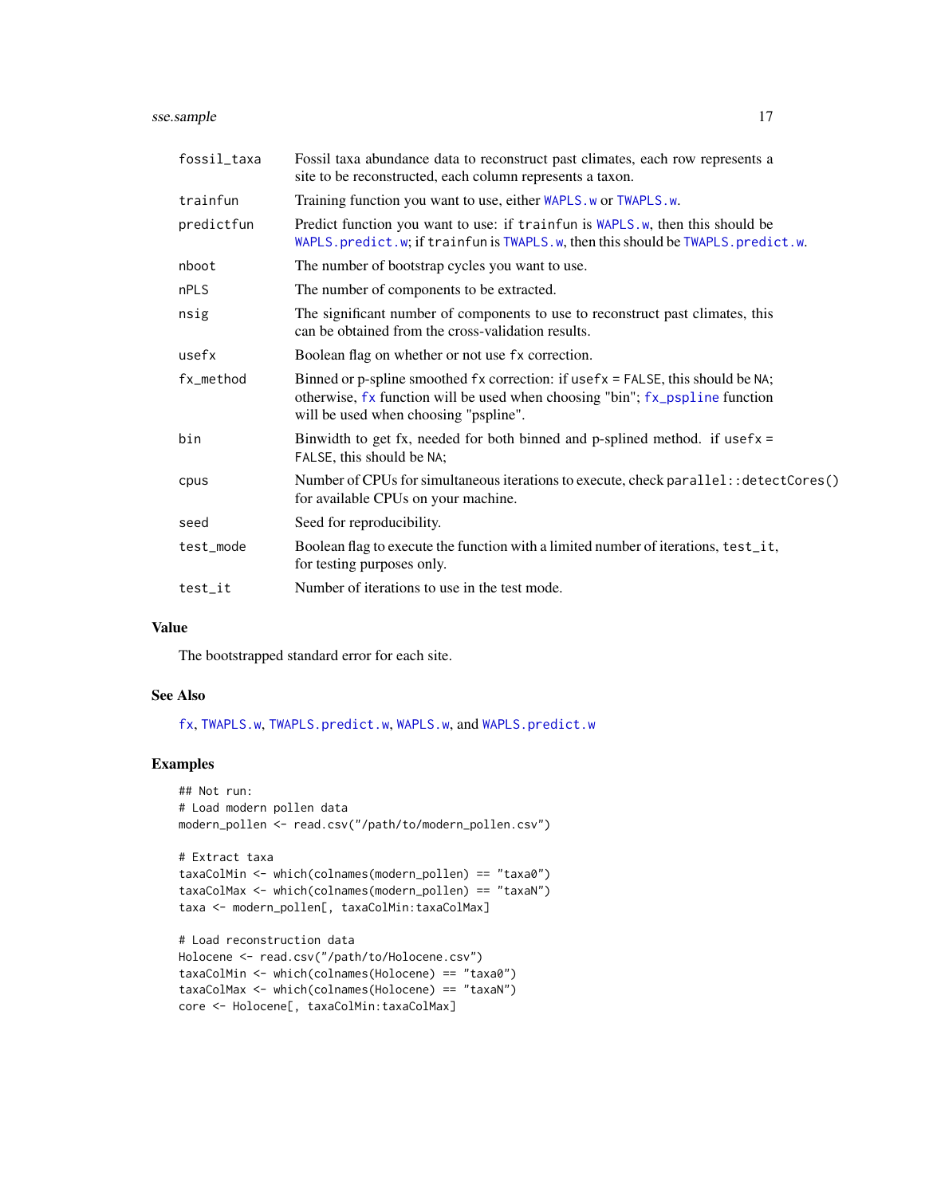| | |
|---|---|
| fossil_taxa | Fossil taxa abundance data to reconstruct past climates, each row represents a site to be reconstructed, each column represents a taxon. |
| trainfun | Training function you want to use, either WAPLS.w or TWAPLS.w. |
| predictfun | Predict function you want to use: if trainfun is WAPLS.w, then this should be WAPLS.predict.w; if trainfun is TWAPLS.w, then this should be TWAPLS.predict.w. |
| nboot | The number of bootstrap cycles you want to use. |
| nPLS | The number of components to be extracted. |
| nsig | The significant number of components to use to reconstruct past climates, this can be obtained from the cross-validation results. |
| usefx | Boolean flag on whether or not use fx correction. |
| fx_method | Binned or p-spline smoothed fx correction: if usefx = FALSE, this should be NA; otherwise, fx function will be used when choosing "bin"; fx_pspline function will be used when choosing "pspline". |
| bin | Binwidth to get fx, needed for both binned and p-splined method. if usefx = FALSE, this should be NA; |
| cpus | Number of CPUs for simultaneous iterations to execute, check parallel::detectCores() for available CPUs on your machine. |
| seed | Seed for reproducibility. |
| test_mode | Boolean flag to execute the function with a limited number of iterations, test_it, for testing purposes only. |
| test_it | Number of iterations to use in the test mode. |

## Value

The bootstrapped standard error for each site.

## See Also

fx, TWAPLS.w, TWAPLS.predict.w, WAPLS.w, and WAPLS.predict.w

## Examples

```
## Not run:
# Load modern pollen data
modern_pollen <- read.csv("/path/to/modern_pollen.csv")

# Extract taxa
taxaColMin <- which(colnames(modern_pollen) == "taxa0")
taxaColMax <- which(colnames(modern_pollen) == "taxaN")
taxa <- modern_pollen[, taxaColMin:taxaColMax]

# Load reconstruction data
Holocene <- read.csv("/path/to/Holocene.csv")
taxaColMin <- which(colnames(Holocene) == "taxa0")
taxaColMax <- which(colnames(Holocene) == "taxaN")
core <- Holocene[, taxaColMin:taxaColMax]
```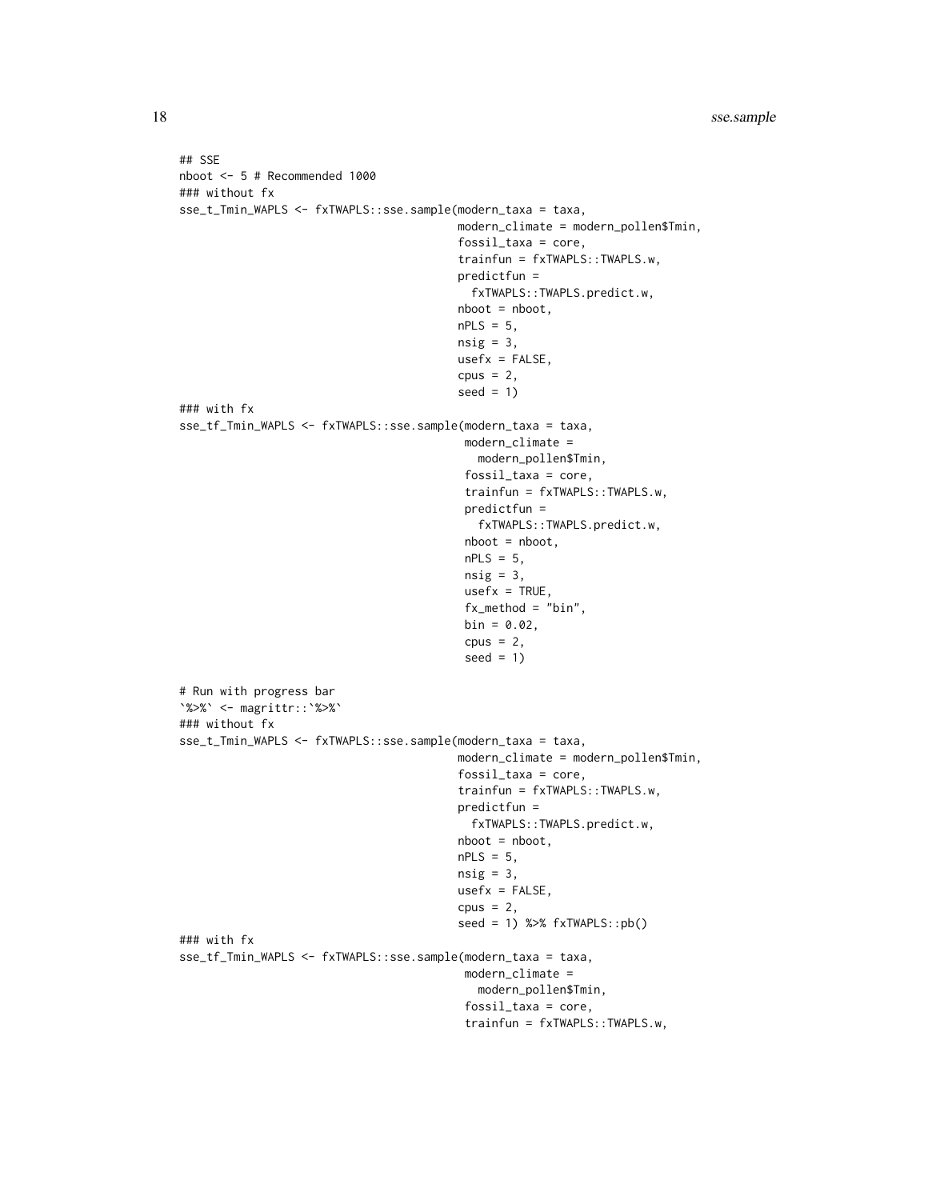```
## SSE
nboot <- 5 # Recommended 1000
### without fx
sse_t_Tmin_WAPLS <- fxTWAPLS::sse.sample(modern_taxa = taxa,
                                          modern_climate = modern_pollen$Tmin,
                                          fossil_taxa = core,
                                          trainfun = fxTWAPLS::TWAPLS.w,
                                          predictfun =
                                            fxTWAPLS::TWAPLS.predict.w,
                                          nboot = nboot,
                                          nPLS = 5,
                                          nsig = 3,
                                          usefx = FALSE,
                                          cpus = 2,
                                          seed = 1)
### with fx
sse_tf_Tmin_WAPLS <- fxTWAPLS::sse.sample(modern_taxa = taxa,
                                           modern_climate =
                                             modern_pollen$Tmin,
                                           fossil_taxa = core,
                                           trainfun = fxTWAPLS::TWAPLS.w,
                                           predictfun =
                                             fxTWAPLS::TWAPLS.predict.w,
                                           nboot = nboot,
                                           nPLS = 5,
                                           nsig = 3,
                                           usefx = TRUE,
                                           fx_method = "bin",
                                           bin = 0.02,
                                           cpus = 2,
                                           seed = 1)

# Run with progress bar
`%>%` <- magrittr::`%>%`
### without fx
sse_t_Tmin_WAPLS <- fxTWAPLS::sse.sample(modern_taxa = taxa,
                                          modern_climate = modern_pollen$Tmin,
                                          fossil_taxa = core,
                                          trainfun = fxTWAPLS::TWAPLS.w,
                                          predictfun =
                                            fxTWAPLS::TWAPLS.predict.w,
                                          nboot = nboot,
                                          nPLS = 5,
                                          nsig = 3,
                                          usefx = FALSE,
                                          cpus = 2,
                                          seed = 1) %>% fxTWAPLS::pb()
### with fx
sse_tf_Tmin_WAPLS <- fxTWAPLS::sse.sample(modern_taxa = taxa,
                                           modern_climate =
                                             modern_pollen$Tmin,
                                           fossil_taxa = core,
                                           trainfun = fxTWAPLS::TWAPLS.w,
```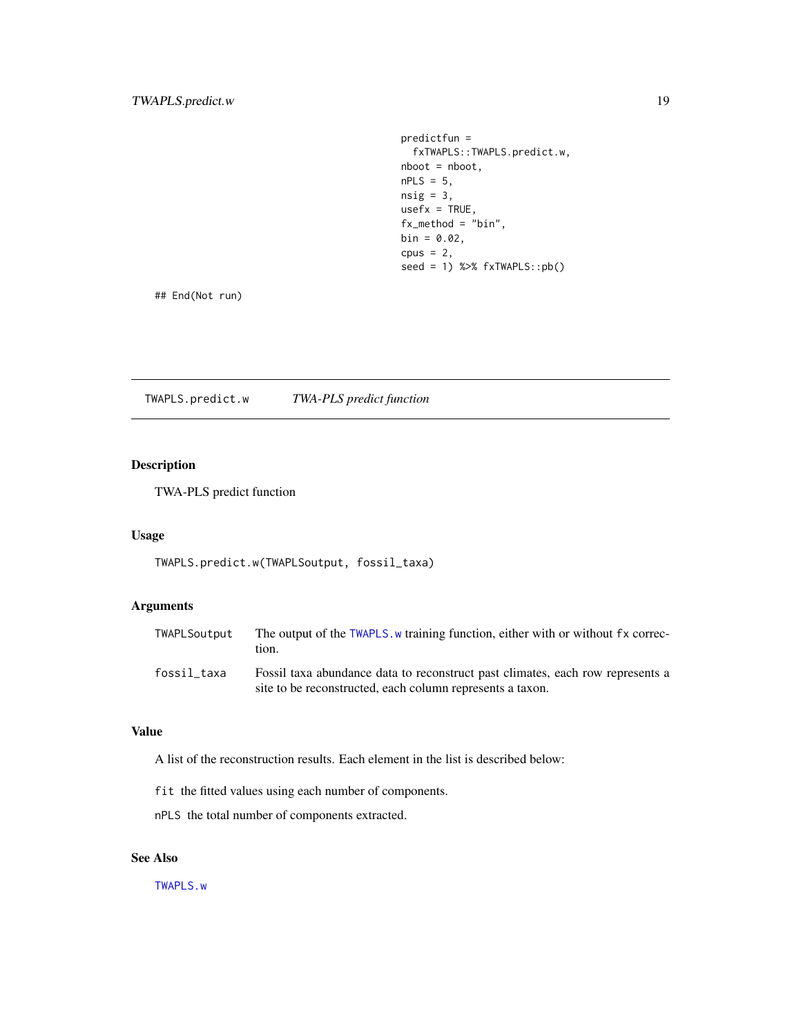```
                                        predictfun =
                                          fxTWAPLS::TWAPLS.predict.w,
                                        nboot = nboot,
                                        nPLS = 5,
                                        nsig = 3,
                                        usefx = TRUE,
                                        fx_method = "bin",
                                        bin = 0.02,
                                        cpus = 2,
                                        seed = 1) %>% fxTWAPLS::pb()

## End(Not run)
```

---

## TWAPLS.predict.w — *TWA-PLS predict function*

---

### Description

TWA-PLS predict function

### Usage

```
TWAPLS.predict.w(TWAPLSoutput, fossil_taxa)
```

### Arguments

| | |
|---|---|
| `TWAPLSoutput` | The output of the `TWAPLS.w` training function, either with or without `fx` correction. |
| `fossil_taxa` | Fossil taxa abundance data to reconstruct past climates, each row represents a site to be reconstructed, each column represents a taxon. |

### Value

A list of the reconstruction results. Each element in the list is described below:

`fit` the fitted values using each number of components.

`nPLS` the total number of components extracted.

### See Also

`TWAPLS.w`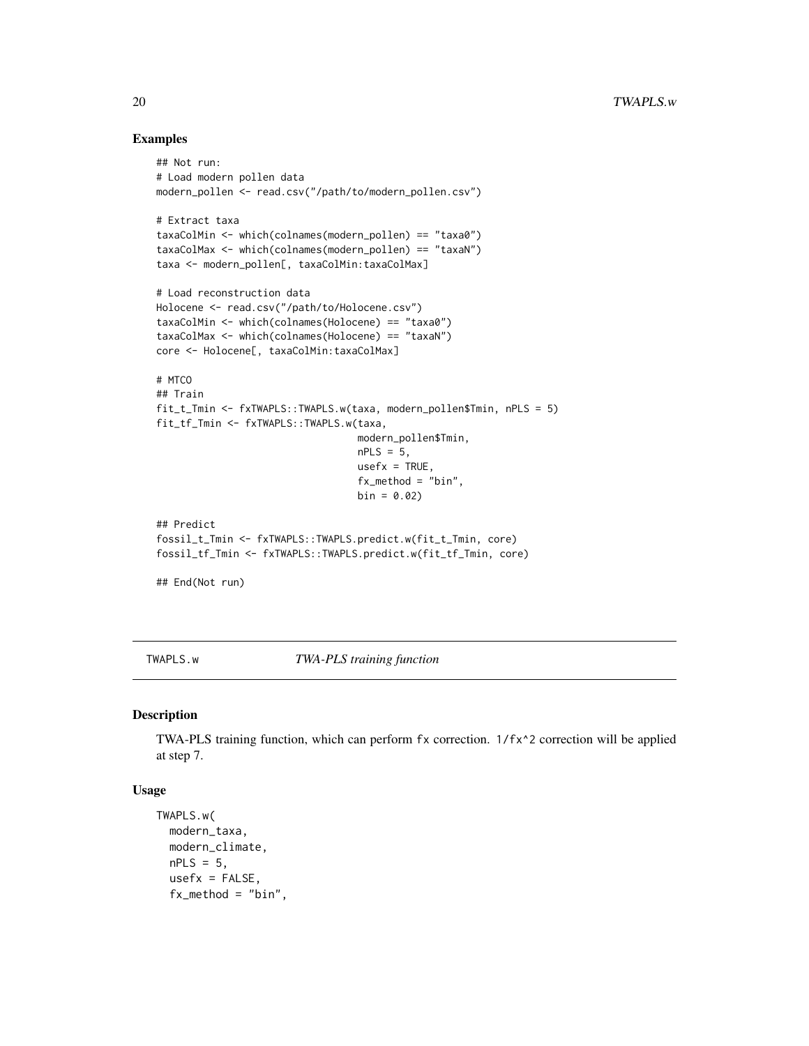## Examples

```
## Not run:
# Load modern pollen data
modern_pollen <- read.csv("/path/to/modern_pollen.csv")

# Extract taxa
taxaColMin <- which(colnames(modern_pollen) == "taxa0")
taxaColMax <- which(colnames(modern_pollen) == "taxaN")
taxa <- modern_pollen[, taxaColMin:taxaColMax]

# Load reconstruction data
Holocene <- read.csv("/path/to/Holocene.csv")
taxaColMin <- which(colnames(Holocene) == "taxa0")
taxaColMax <- which(colnames(Holocene) == "taxaN")
core <- Holocene[, taxaColMin:taxaColMax]

# MTCO
## Train
fit_t_Tmin <- fxTWAPLS::TWAPLS.w(taxa, modern_pollen$Tmin, nPLS = 5)
fit_tf_Tmin <- fxTWAPLS::TWAPLS.w(taxa,
                                  modern_pollen$Tmin,
                                  nPLS = 5,
                                  usefx = TRUE,
                                  fx_method = "bin",
                                  bin = 0.02)

## Predict
fossil_t_Tmin <- fxTWAPLS::TWAPLS.predict.w(fit_t_Tmin, core)
fossil_tf_Tmin <- fxTWAPLS::TWAPLS.predict.w(fit_tf_Tmin, core)

## End(Not run)
```

---

# TWAPLS.w — *TWA-PLS training function*

## Description

TWA-PLS training function, which can perform `fx` correction. `1/fx^2` correction will be applied at step 7.

## Usage

```
TWAPLS.w(
  modern_taxa,
  modern_climate,
  nPLS = 5,
  usefx = FALSE,
  fx_method = "bin",
```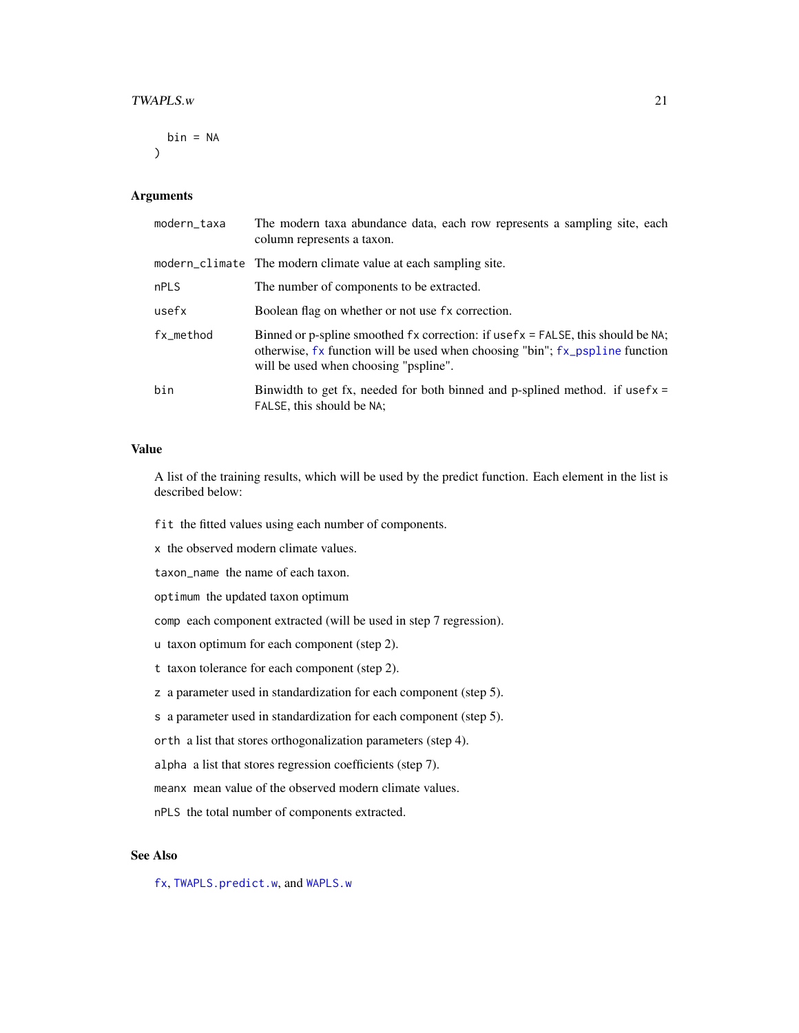```
  bin = NA
)
```

## Arguments

| | |
|---|---|
| `modern_taxa` | The modern taxa abundance data, each row represents a sampling site, each column represents a taxon. |
| `modern_climate` | The modern climate value at each sampling site. |
| `nPLS` | The number of components to be extracted. |
| `usefx` | Boolean flag on whether or not use `fx` correction. |
| `fx_method` | Binned or p-spline smoothed `fx` correction: if `usefx = FALSE`, this should be `NA`; otherwise, `fx` function will be used when choosing "bin"; `fx_pspline` function will be used when choosing "pspline". |
| `bin` | Binwidth to get fx, needed for both binned and p-splined method. if `usefx = FALSE`, this should be `NA`; |

## Value

A list of the training results, which will be used by the predict function. Each element in the list is described below:

`fit` the fitted values using each number of components.

`x` the observed modern climate values.

`taxon_name` the name of each taxon.

`optimum` the updated taxon optimum

`comp` each component extracted (will be used in step 7 regression).

`u` taxon optimum for each component (step 2).

`t` taxon tolerance for each component (step 2).

`z` a parameter used in standardization for each component (step 5).

`s` a parameter used in standardization for each component (step 5).

`orth` a list that stores orthogonalization parameters (step 4).

`alpha` a list that stores regression coefficients (step 7).

`meanx` mean value of the observed modern climate values.

`nPLS` the total number of components extracted.

## See Also

`fx`, `TWAPLS.predict.w`, and `WAPLS.w`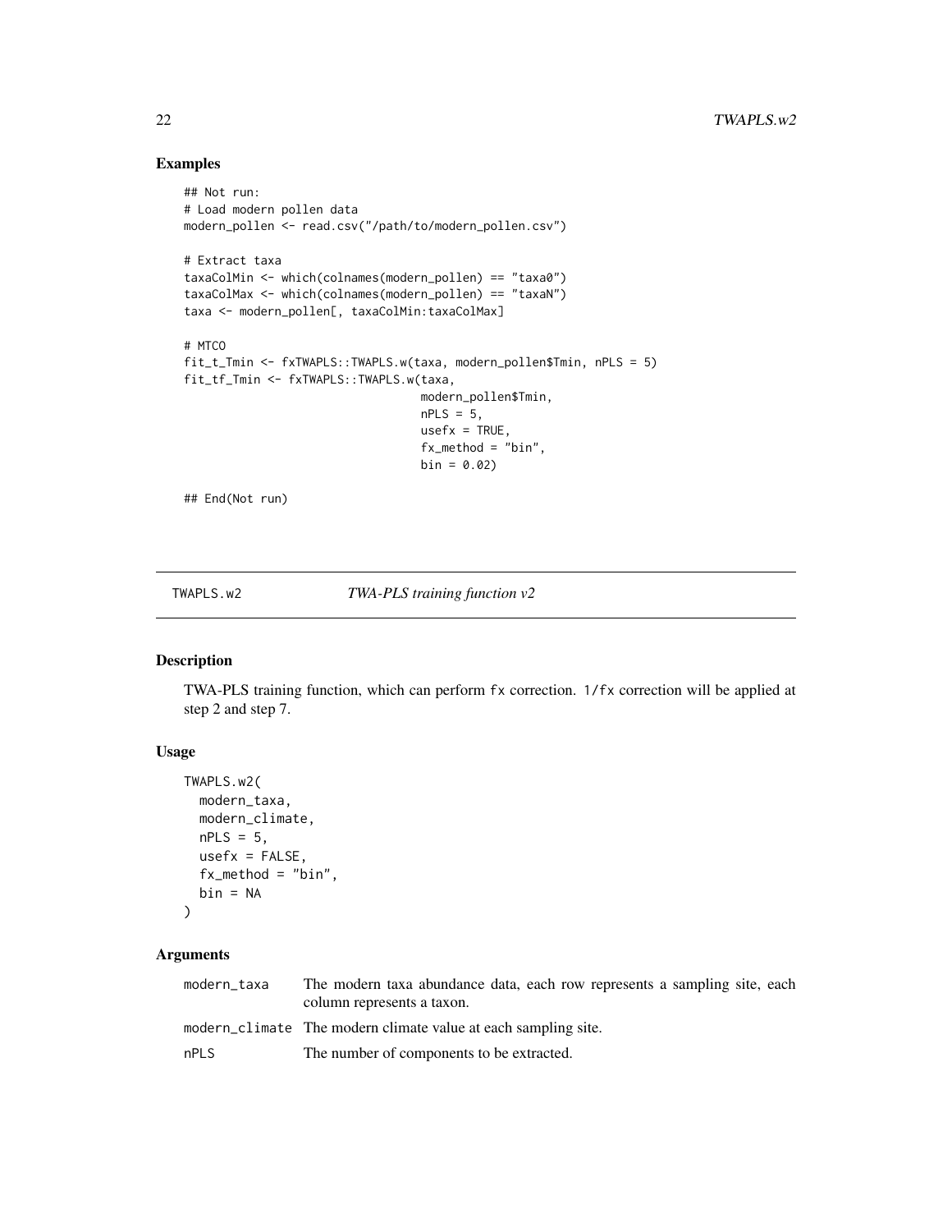## Examples

```
## Not run:
# Load modern pollen data
modern_pollen <- read.csv("/path/to/modern_pollen.csv")

# Extract taxa
taxaColMin <- which(colnames(modern_pollen) == "taxa0")
taxaColMax <- which(colnames(modern_pollen) == "taxaN")
taxa <- modern_pollen[, taxaColMin:taxaColMax]

# MTCO
fit_t_Tmin <- fxTWAPLS::TWAPLS.w(taxa, modern_pollen$Tmin, nPLS = 5)
fit_tf_Tmin <- fxTWAPLS::TWAPLS.w(taxa,
                                  modern_pollen$Tmin,
                                  nPLS = 5,
                                  usefx = TRUE,
                                  fx_method = "bin",
                                  bin = 0.02)

## End(Not run)
```

---

TWAPLS.w2 *TWA-PLS training function v2*

---

## Description

TWA-PLS training function, which can perform fx correction. 1/fx correction will be applied at step 2 and step 7.

## Usage

```
TWAPLS.w2(
  modern_taxa,
  modern_climate,
  nPLS = 5,
  usefx = FALSE,
  fx_method = "bin",
  bin = NA
)
```

## Arguments

| | |
|---|---|
| modern_taxa | The modern taxa abundance data, each row represents a sampling site, each column represents a taxon. |
| modern_climate | The modern climate value at each sampling site. |
| nPLS | The number of components to be extracted. |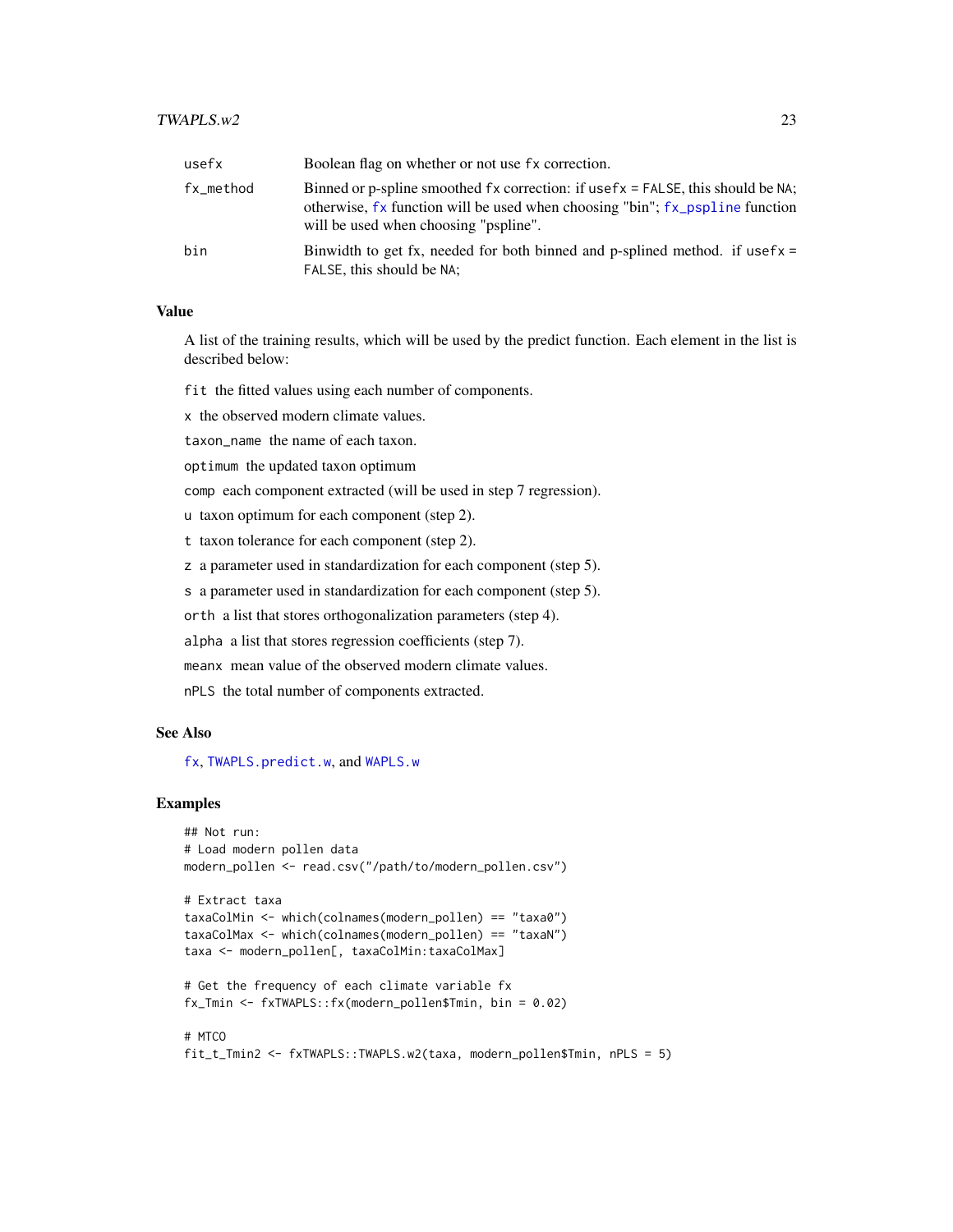| | |
|---|---|
| `usefx` | Boolean flag on whether or not use `fx` correction. |
| `fx_method` | Binned or p-spline smoothed `fx` correction: if `usefx = FALSE`, this should be `NA`; otherwise, `fx` function will be used when choosing "bin"; `fx_pspline` function will be used when choosing "pspline". |
| `bin` | Binwidth to get fx, needed for both binned and p-splined method. if `usefx = FALSE`, this should be `NA`; |

## Value

A list of the training results, which will be used by the predict function. Each element in the list is described below:

`fit` the fitted values using each number of components.

`x` the observed modern climate values.

`taxon_name` the name of each taxon.

`optimum` the updated taxon optimum

`comp` each component extracted (will be used in step 7 regression).

`u` taxon optimum for each component (step 2).

`t` taxon tolerance for each component (step 2).

`z` a parameter used in standardization for each component (step 5).

`s` a parameter used in standardization for each component (step 5).

`orth` a list that stores orthogonalization parameters (step 4).

`alpha` a list that stores regression coefficients (step 7).

`meanx` mean value of the observed modern climate values.

`nPLS` the total number of components extracted.

## See Also

`fx`, `TWAPLS.predict.w`, and `WAPLS.w`

## Examples

```
## Not run:
# Load modern pollen data
modern_pollen <- read.csv("/path/to/modern_pollen.csv")

# Extract taxa
taxaColMin <- which(colnames(modern_pollen) == "taxa0")
taxaColMax <- which(colnames(modern_pollen) == "taxaN")
taxa <- modern_pollen[, taxaColMin:taxaColMax]

# Get the frequency of each climate variable fx
fx_Tmin <- fxTWAPLS::fx(modern_pollen$Tmin, bin = 0.02)

# MTCO
fit_t_Tmin2 <- fxTWAPLS::TWAPLS.w2(taxa, modern_pollen$Tmin, nPLS = 5)
```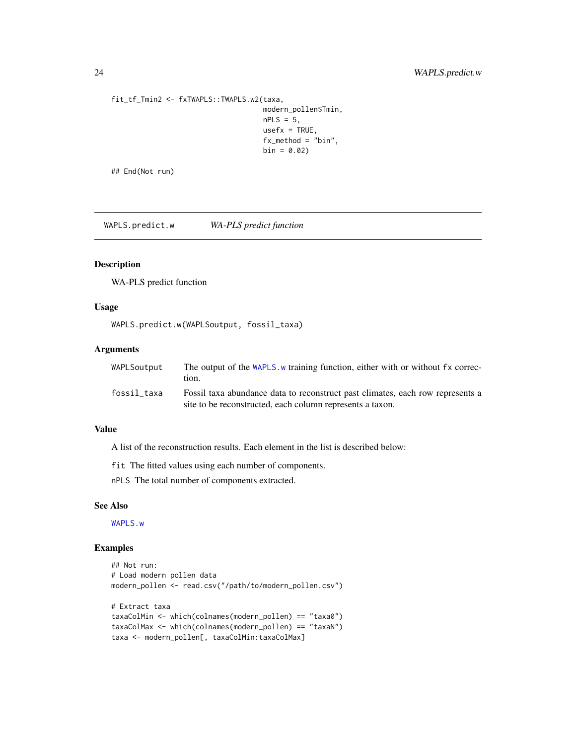```
fit_tf_Tmin2 <- fxTWAPLS::TWAPLS.w2(taxa,
                                    modern_pollen$Tmin,
                                    nPLS = 5,
                                    usefx = TRUE,
                                    fx_method = "bin",
                                    bin = 0.02)

## End(Not run)
```

## WAPLS.predict.w — *WA-PLS predict function*

### Description

WA-PLS predict function

### Usage

```
WAPLS.predict.w(WAPLSoutput, fossil_taxa)
```

### Arguments

| | |
|---|---|
| `WAPLSoutput` | The output of the `WAPLS.w` training function, either with or without `fx` correction. |
| `fossil_taxa` | Fossil taxa abundance data to reconstruct past climates, each row represents a site to be reconstructed, each column represents a taxon. |

### Value

A list of the reconstruction results. Each element in the list is described below:

`fit` The fitted values using each number of components.

`nPLS` The total number of components extracted.

### See Also

`WAPLS.w`

### Examples

```
## Not run:
# Load modern pollen data
modern_pollen <- read.csv("/path/to/modern_pollen.csv")

# Extract taxa
taxaColMin <- which(colnames(modern_pollen) == "taxa0")
taxaColMax <- which(colnames(modern_pollen) == "taxaN")
taxa <- modern_pollen[, taxaColMin:taxaColMax]
```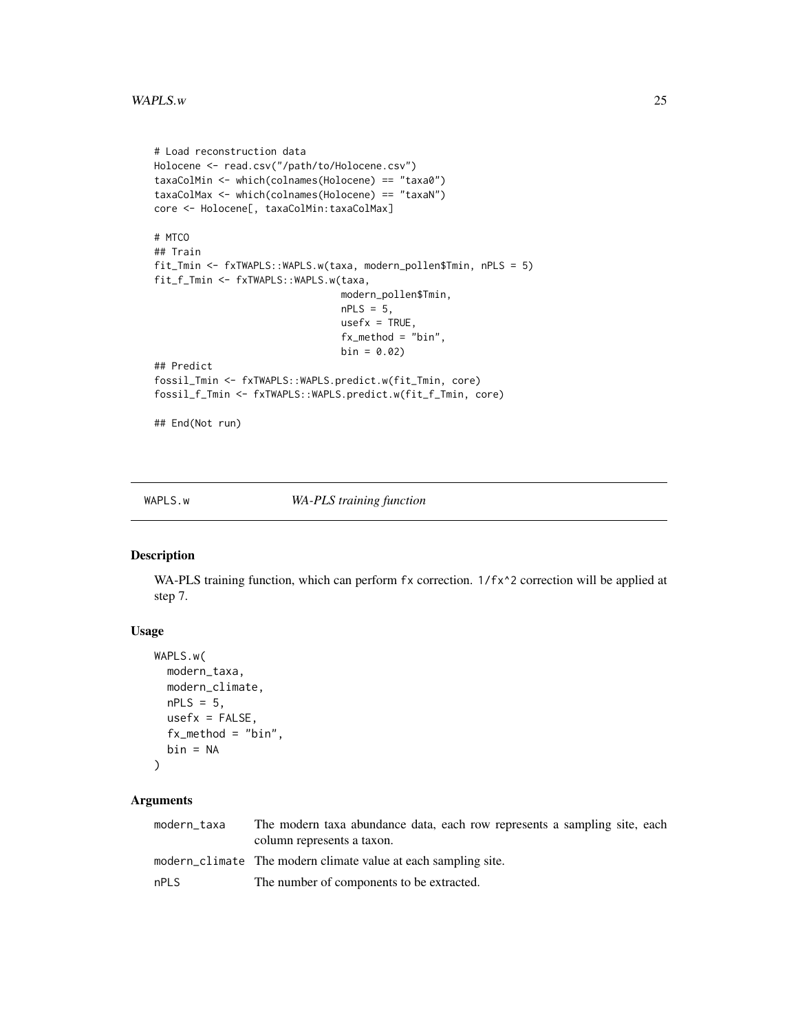```
# Load reconstruction data
Holocene <- read.csv("/path/to/Holocene.csv")
taxaColMin <- which(colnames(Holocene) == "taxa0")
taxaColMax <- which(colnames(Holocene) == "taxaN")
core <- Holocene[, taxaColMin:taxaColMax]

# MTCO
## Train
fit_Tmin <- fxTWAPLS::WAPLS.w(taxa, modern_pollen$Tmin, nPLS = 5)
fit_f_Tmin <- fxTWAPLS::WAPLS.w(taxa,
                                modern_pollen$Tmin,
                                nPLS = 5,
                                usefx = TRUE,
                                fx_method = "bin",
                                bin = 0.02)
## Predict
fossil_Tmin <- fxTWAPLS::WAPLS.predict.w(fit_Tmin, core)
fossil_f_Tmin <- fxTWAPLS::WAPLS.predict.w(fit_f_Tmin, core)

## End(Not run)
```

## WAPLS.w — *WA-PLS training function*

### Description

WA-PLS training function, which can perform `fx` correction. `1/fx^2` correction will be applied at step 7.

### Usage

```
WAPLS.w(
  modern_taxa,
  modern_climate,
  nPLS = 5,
  usefx = FALSE,
  fx_method = "bin",
  bin = NA
)
```

### Arguments

| | |
|---|---|
| `modern_taxa` | The modern taxa abundance data, each row represents a sampling site, each column represents a taxon. |
| `modern_climate` | The modern climate value at each sampling site. |
| `nPLS` | The number of components to be extracted. |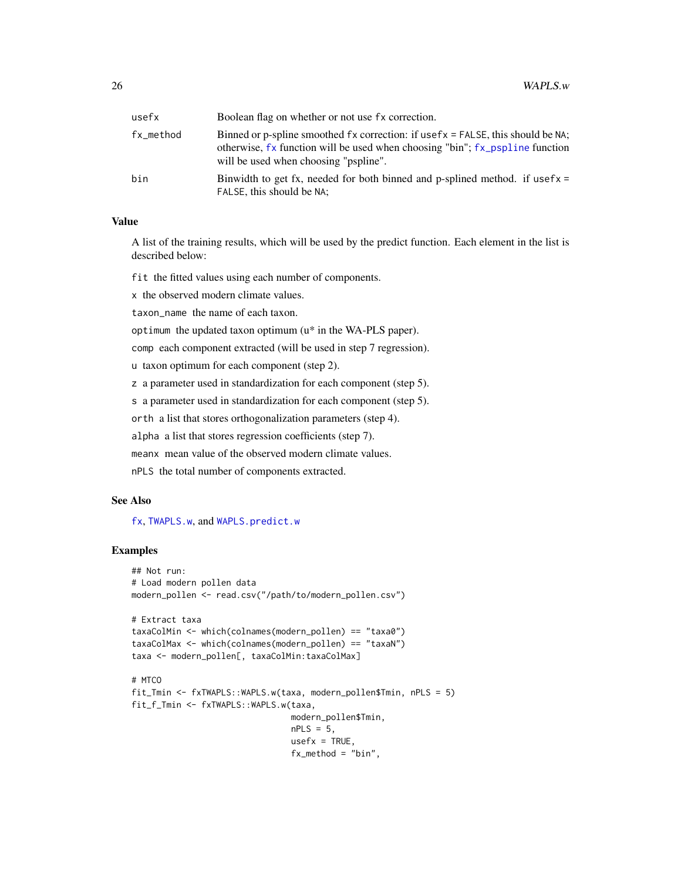| | |
|---|---|
| usefx | Boolean flag on whether or not use fx correction. |
| fx_method | Binned or p-spline smoothed fx correction: if usefx = FALSE, this should be NA; otherwise, fx function will be used when choosing "bin"; fx_pspline function will be used when choosing "pspline". |
| bin | Binwidth to get fx, needed for both binned and p-splined method. if usefx = FALSE, this should be NA; |

## Value

A list of the training results, which will be used by the predict function. Each element in the list is described below:

`fit` the fitted values using each number of components.

`x` the observed modern climate values.

`taxon_name` the name of each taxon.

`optimum` the updated taxon optimum (u* in the WA-PLS paper).

`comp` each component extracted (will be used in step 7 regression).

`u` taxon optimum for each component (step 2).

`z` a parameter used in standardization for each component (step 5).

`s` a parameter used in standardization for each component (step 5).

`orth` a list that stores orthogonalization parameters (step 4).

`alpha` a list that stores regression coefficients (step 7).

`meanx` mean value of the observed modern climate values.

`nPLS` the total number of components extracted.

## See Also

fx, TWAPLS.w, and WAPLS.predict.w

## Examples

```
## Not run:
# Load modern pollen data
modern_pollen <- read.csv("/path/to/modern_pollen.csv")

# Extract taxa
taxaColMin <- which(colnames(modern_pollen) == "taxa0")
taxaColMax <- which(colnames(modern_pollen) == "taxaN")
taxa <- modern_pollen[, taxaColMin:taxaColMax]

# MTCO
fit_Tmin <- fxTWAPLS::WAPLS.w(taxa, modern_pollen$Tmin, nPLS = 5)
fit_f_Tmin <- fxTWAPLS::WAPLS.w(taxa,
                                modern_pollen$Tmin,
                                nPLS = 5,
                                usefx = TRUE,
                                fx_method = "bin",
```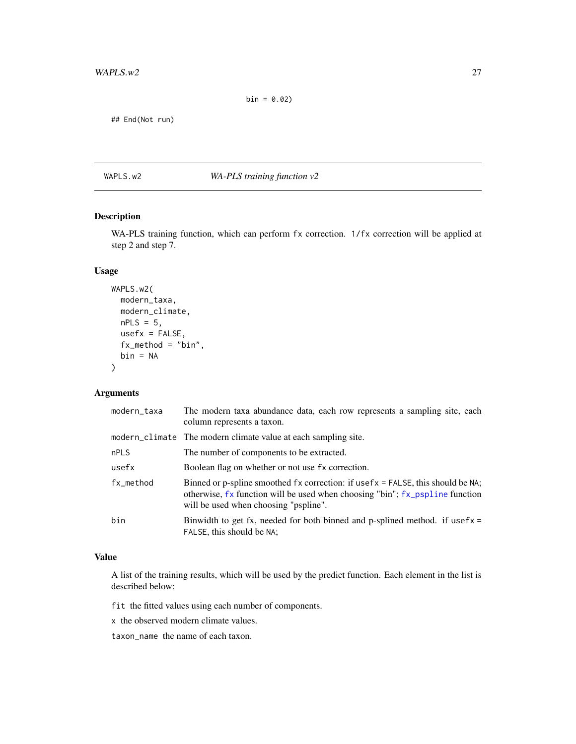```
                              bin = 0.02)

## End(Not run)
```

## WAPLS.w2 — *WA-PLS training function v2*

### Description

WA-PLS training function, which can perform fx correction. 1/fx correction will be applied at step 2 and step 7.

### Usage

```
WAPLS.w2(
  modern_taxa,
  modern_climate,
  nPLS = 5,
  usefx = FALSE,
  fx_method = "bin",
  bin = NA
)
```

### Arguments

| | |
|---|---|
| modern_taxa | The modern taxa abundance data, each row represents a sampling site, each column represents a taxon. |
| modern_climate | The modern climate value at each sampling site. |
| nPLS | The number of components to be extracted. |
| usefx | Boolean flag on whether or not use fx correction. |
| fx_method | Binned or p-spline smoothed fx correction: if usefx = FALSE, this should be NA; otherwise, fx function will be used when choosing "bin"; fx_pspline function will be used when choosing "pspline". |
| bin | Binwidth to get fx, needed for both binned and p-splined method. if usefx = FALSE, this should be NA; |

### Value

A list of the training results, which will be used by the predict function. Each element in the list is described below:

fit  the fitted values using each number of components.

x  the observed modern climate values.

taxon_name  the name of each taxon.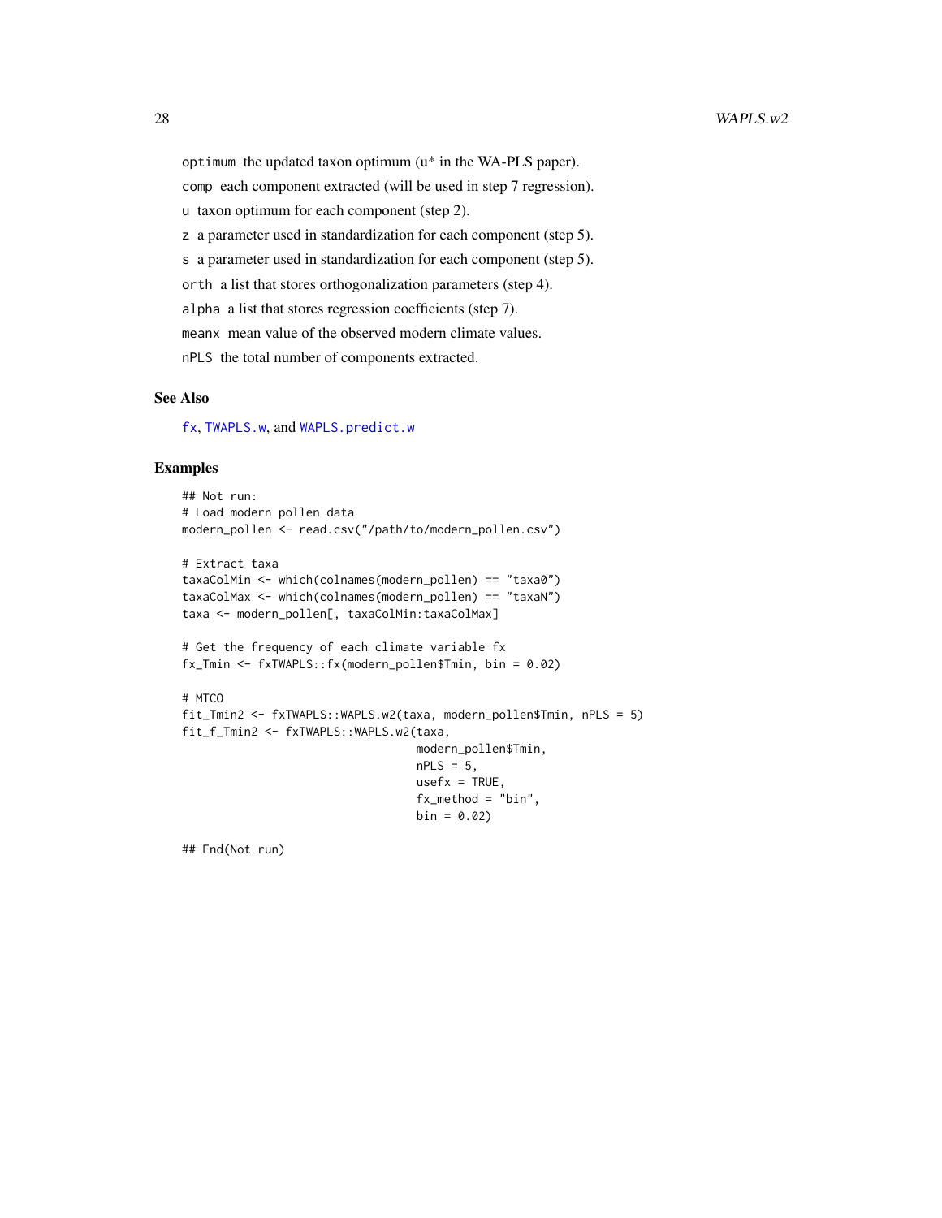`optimum` the updated taxon optimum (u* in the WA-PLS paper).

`comp` each component extracted (will be used in step 7 regression).

`u` taxon optimum for each component (step 2).

`z` a parameter used in standardization for each component (step 5).

`s` a parameter used in standardization for each component (step 5).

`orth` a list that stores orthogonalization parameters (step 4).

`alpha` a list that stores regression coefficients (step 7).

`meanx` mean value of the observed modern climate values.

`nPLS` the total number of components extracted.

## See Also

`fx`, `TWAPLS.w`, and `WAPLS.predict.w`

## Examples

```
## Not run:
# Load modern pollen data
modern_pollen <- read.csv("/path/to/modern_pollen.csv")

# Extract taxa
taxaColMin <- which(colnames(modern_pollen) == "taxa0")
taxaColMax <- which(colnames(modern_pollen) == "taxaN")
taxa <- modern_pollen[, taxaColMin:taxaColMax]

# Get the frequency of each climate variable fx
fx_Tmin <- fxTWAPLS::fx(modern_pollen$Tmin, bin = 0.02)

# MTCO
fit_Tmin2 <- fxTWAPLS::WAPLS.w2(taxa, modern_pollen$Tmin, nPLS = 5)
fit_f_Tmin2 <- fxTWAPLS::WAPLS.w2(taxa,
                                  modern_pollen$Tmin,
                                  nPLS = 5,
                                  usefx = TRUE,
                                  fx_method = "bin",
                                  bin = 0.02)

## End(Not run)
```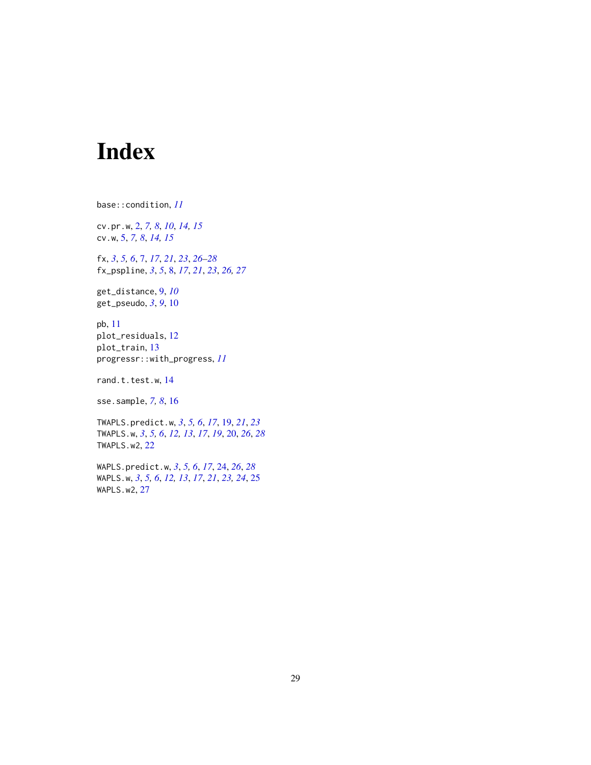# Index

base::condition, *11*

cv.pr.w, 2, *7, 8*, *10*, *14, 15*
cv.w, 5, *7, 8*, *14, 15*

fx, *3*, *5, 6*, 7, *17*, *21*, *23*, *26–28*
fx_pspline, *3*, *5*, 8, *17*, *21*, *23*, *26, 27*

get_distance, 9, *10*
get_pseudo, *3*, *9*, 10

pb, 11
plot_residuals, 12
plot_train, 13
progressr::with_progress, *11*

rand.t.test.w, 14

sse.sample, *7, 8*, 16

TWAPLS.predict.w, *3*, *5, 6*, *17*, 19, *21*, *23*
TWAPLS.w, *3*, *5, 6*, *12, 13*, *17*, *19*, 20, *26*, *28*
TWAPLS.w2, 22

WAPLS.predict.w, *3*, *5, 6*, *17*, 24, *26*, *28*
WAPLS.w, *3*, *5, 6*, *12, 13*, *17*, *21*, *23, 24*, 25
WAPLS.w2, 27